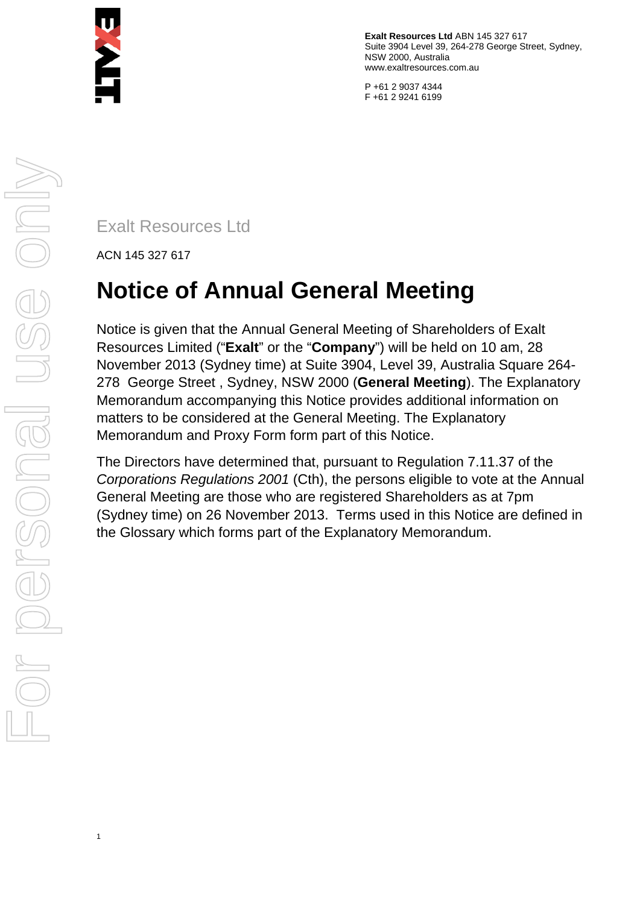**Exalt Resources Ltd** ABN 145 327 617
Suite 3904 Level 39, 264-278 George Street, Sydney, NSW 2000, Australia
www.exaltresources.com.au

P +61 2 9037 4344
F +61 2 9241 6199

Exalt Resources Ltd

ACN 145 327 617

# Notice of Annual General Meeting

Notice is given that the Annual General Meeting of Shareholders of Exalt Resources Limited ("**Exalt**" or the "**Company**") will be held on 10 am, 28 November 2013 (Sydney time) at Suite 3904, Level 39, Australia Square 264-278 George Street , Sydney, NSW 2000 (**General Meeting**). The Explanatory Memorandum accompanying this Notice provides additional information on matters to be considered at the General Meeting. The Explanatory Memorandum and Proxy Form form part of this Notice.

The Directors have determined that, pursuant to Regulation 7.11.37 of the *Corporations Regulations 2001* (Cth), the persons eligible to vote at the Annual General Meeting are those who are registered Shareholders as at 7pm (Sydney time) on 26 November 2013. Terms used in this Notice are defined in the Glossary which forms part of the Explanatory Memorandum.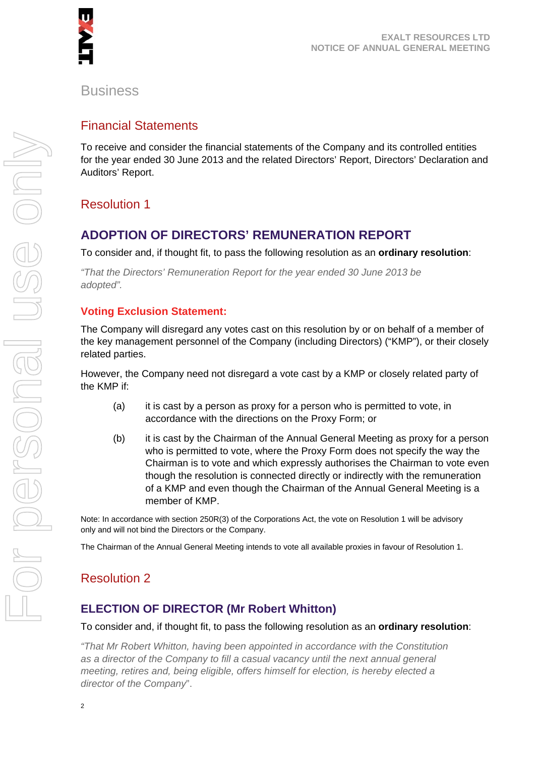# Business

## Financial Statements

To receive and consider the financial statements of the Company and its controlled entities for the year ended 30 June 2013 and the related Directors' Report, Directors' Declaration and Auditors' Report.

## Resolution 1

### ADOPTION OF DIRECTORS' REMUNERATION REPORT

To consider and, if thought fit, to pass the following resolution as an **ordinary resolution**:

*"That the Directors' Remuneration Report for the year ended 30 June 2013 be adopted".*

#### Voting Exclusion Statement:

The Company will disregard any votes cast on this resolution by or on behalf of a member of the key management personnel of the Company (including Directors) ("KMP"), or their closely related parties.

However, the Company need not disregard a vote cast by a KMP or closely related party of the KMP if:

(a) it is cast by a person as proxy for a person who is permitted to vote, in accordance with the directions on the Proxy Form; or

(b) it is cast by the Chairman of the Annual General Meeting as proxy for a person who is permitted to vote, where the Proxy Form does not specify the way the Chairman is to vote and which expressly authorises the Chairman to vote even though the resolution is connected directly or indirectly with the remuneration of a KMP and even though the Chairman of the Annual General Meeting is a member of KMP.

Note: In accordance with section 250R(3) of the Corporations Act, the vote on Resolution 1 will be advisory only and will not bind the Directors or the Company.

The Chairman of the Annual General Meeting intends to vote all available proxies in favour of Resolution 1.

## Resolution 2

### ELECTION OF DIRECTOR (Mr Robert Whitton)

To consider and, if thought fit, to pass the following resolution as an **ordinary resolution**:

*"That Mr Robert Whitton, having been appointed in accordance with the Constitution as a director of the Company to fill a casual vacancy until the next annual general meeting, retires and, being eligible, offers himself for election, is hereby elected a director of the Company".*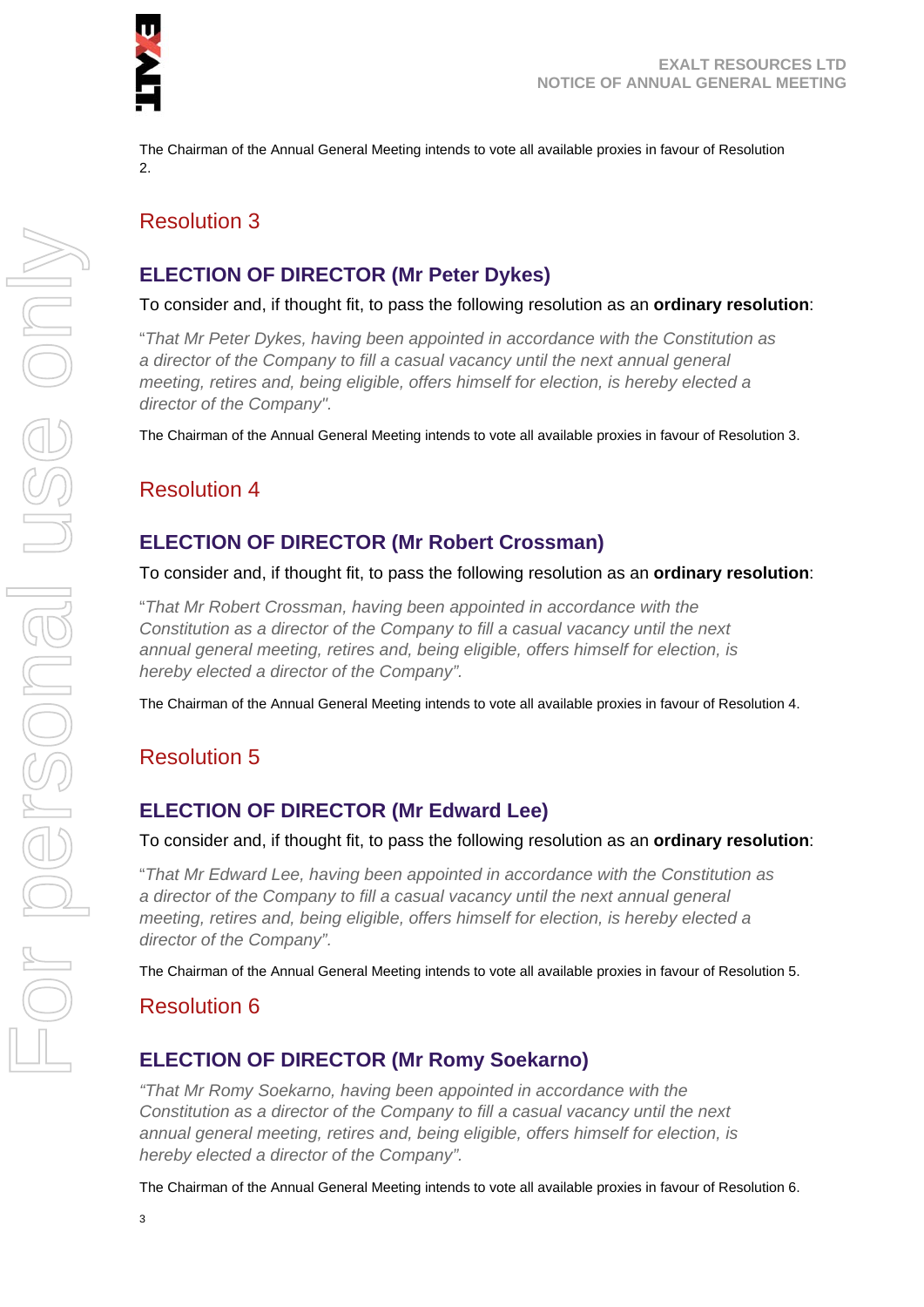The Chairman of the Annual General Meeting intends to vote all available proxies in favour of Resolution 2.

## Resolution 3

### ELECTION OF DIRECTOR (Mr Peter Dykes)

To consider and, if thought fit, to pass the following resolution as an **ordinary resolution**:

"*That Mr Peter Dykes, having been appointed in accordance with the Constitution as a director of the Company to fill a casual vacancy until the next annual general meeting, retires and, being eligible, offers himself for election, is hereby elected a director of the Company".*

The Chairman of the Annual General Meeting intends to vote all available proxies in favour of Resolution 3.

## Resolution 4

### ELECTION OF DIRECTOR (Mr Robert Crossman)

To consider and, if thought fit, to pass the following resolution as an **ordinary resolution**:

"*That Mr Robert Crossman, having been appointed in accordance with the Constitution as a director of the Company to fill a casual vacancy until the next annual general meeting, retires and, being eligible, offers himself for election, is hereby elected a director of the Company".*

The Chairman of the Annual General Meeting intends to vote all available proxies in favour of Resolution 4.

## Resolution 5

### ELECTION OF DIRECTOR (Mr Edward Lee)

To consider and, if thought fit, to pass the following resolution as an **ordinary resolution**:

"*That Mr Edward Lee, having been appointed in accordance with the Constitution as a director of the Company to fill a casual vacancy until the next annual general meeting, retires and, being eligible, offers himself for election, is hereby elected a director of the Company".*

The Chairman of the Annual General Meeting intends to vote all available proxies in favour of Resolution 5.

## Resolution 6

### ELECTION OF DIRECTOR (Mr Romy Soekarno)

*"That Mr Romy Soekarno, having been appointed in accordance with the Constitution as a director of the Company to fill a casual vacancy until the next annual general meeting, retires and, being eligible, offers himself for election, is hereby elected a director of the Company".*

The Chairman of the Annual General Meeting intends to vote all available proxies in favour of Resolution 6.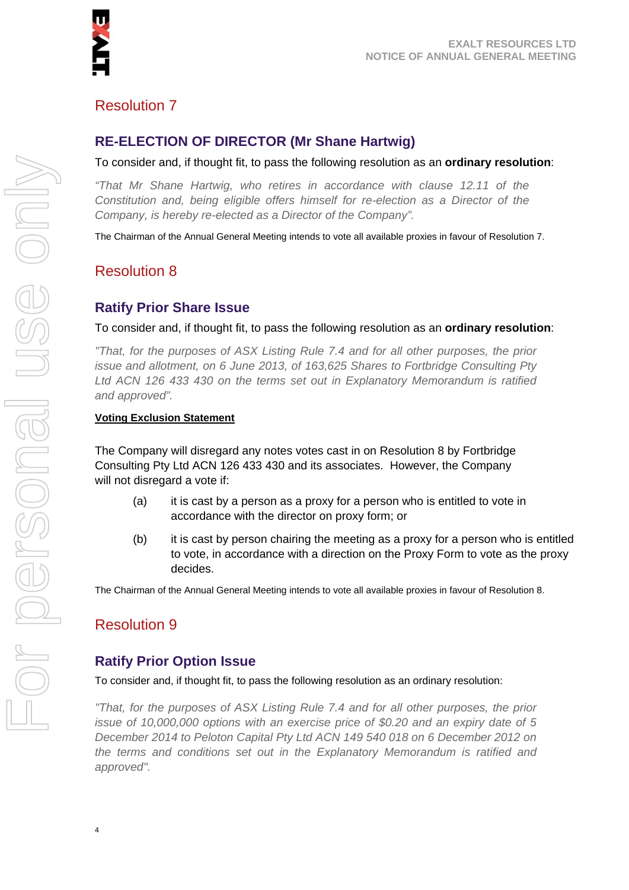## Resolution 7

### RE-ELECTION OF DIRECTOR (Mr Shane Hartwig)

To consider and, if thought fit, to pass the following resolution as an **ordinary resolution**:

*"That Mr Shane Hartwig, who retires in accordance with clause 12.11 of the Constitution and, being eligible offers himself for re-election as a Director of the Company, is hereby re-elected as a Director of the Company".*

The Chairman of the Annual General Meeting intends to vote all available proxies in favour of Resolution 7.

## Resolution 8

### Ratify Prior Share Issue

To consider and, if thought fit, to pass the following resolution as an **ordinary resolution**:

*"That, for the purposes of ASX Listing Rule 7.4 and for all other purposes, the prior issue and allotment, on 6 June 2013, of 163,625 Shares to Fortbridge Consulting Pty Ltd ACN 126 433 430 on the terms set out in Explanatory Memorandum is ratified and approved".*

**Voting Exclusion Statement**

The Company will disregard any notes votes cast in on Resolution 8 by Fortbridge Consulting Pty Ltd ACN 126 433 430 and its associates. However, the Company will not disregard a vote if:

(a) it is cast by a person as a proxy for a person who is entitled to vote in accordance with the director on proxy form; or

(b) it is cast by person chairing the meeting as a proxy for a person who is entitled to vote, in accordance with a direction on the Proxy Form to vote as the proxy decides.

The Chairman of the Annual General Meeting intends to vote all available proxies in favour of Resolution 8.

## Resolution 9

### Ratify Prior Option Issue

To consider and, if thought fit, to pass the following resolution as an ordinary resolution:

*"That, for the purposes of ASX Listing Rule 7.4 and for all other purposes, the prior issue of 10,000,000 options with an exercise price of $0.20 and an expiry date of 5 December 2014 to Peloton Capital Pty Ltd ACN 149 540 018 on 6 December 2012 on the terms and conditions set out in the Explanatory Memorandum is ratified and approved".*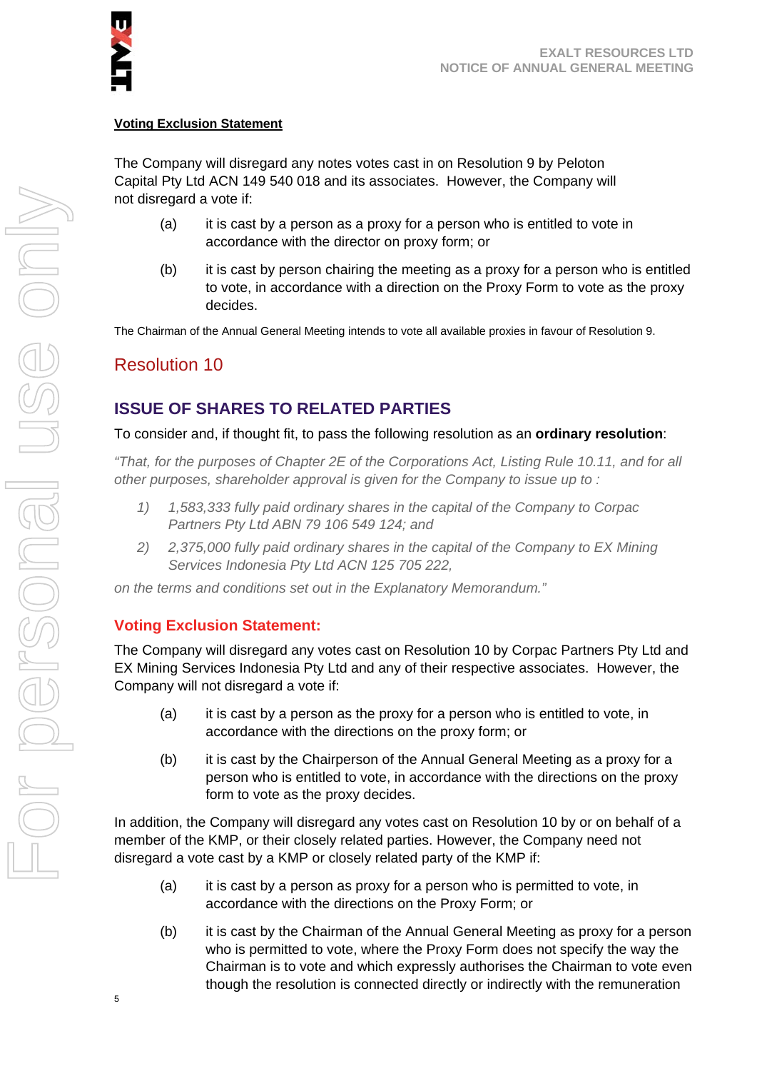**Voting Exclusion Statement**

The Company will disregard any notes votes cast in on Resolution 9 by Peloton Capital Pty Ltd ACN 149 540 018 and its associates. However, the Company will not disregard a vote if:

(a) it is cast by a person as a proxy for a person who is entitled to vote in accordance with the director on proxy form; or

(b) it is cast by person chairing the meeting as a proxy for a person who is entitled to vote, in accordance with a direction on the Proxy Form to vote as the proxy decides.

The Chairman of the Annual General Meeting intends to vote all available proxies in favour of Resolution 9.

## Resolution 10

## ISSUE OF SHARES TO RELATED PARTIES

To consider and, if thought fit, to pass the following resolution as an **ordinary resolution**:

*"That, for the purposes of Chapter 2E of the Corporations Act, Listing Rule 10.11, and for all other purposes, shareholder approval is given for the Company to issue up to :*

1) *1,583,333 fully paid ordinary shares in the capital of the Company to Corpac Partners Pty Ltd ABN 79 106 549 124; and*
2) *2,375,000 fully paid ordinary shares in the capital of the Company to EX Mining Services Indonesia Pty Ltd ACN 125 705 222,*

*on the terms and conditions set out in the Explanatory Memorandum."*

### Voting Exclusion Statement:

The Company will disregard any votes cast on Resolution 10 by Corpac Partners Pty Ltd and EX Mining Services Indonesia Pty Ltd and any of their respective associates. However, the Company will not disregard a vote if:

(a) it is cast by a person as the proxy for a person who is entitled to vote, in accordance with the directions on the proxy form; or

(b) it is cast by the Chairperson of the Annual General Meeting as a proxy for a person who is entitled to vote, in accordance with the directions on the proxy form to vote as the proxy decides.

In addition, the Company will disregard any votes cast on Resolution 10 by or on behalf of a member of the KMP, or their closely related parties. However, the Company need not disregard a vote cast by a KMP or closely related party of the KMP if:

(a) it is cast by a person as proxy for a person who is permitted to vote, in accordance with the directions on the Proxy Form; or

(b) it is cast by the Chairman of the Annual General Meeting as proxy for a person who is permitted to vote, where the Proxy Form does not specify the way the Chairman is to vote and which expressly authorises the Chairman to vote even though the resolution is connected directly or indirectly with the remuneration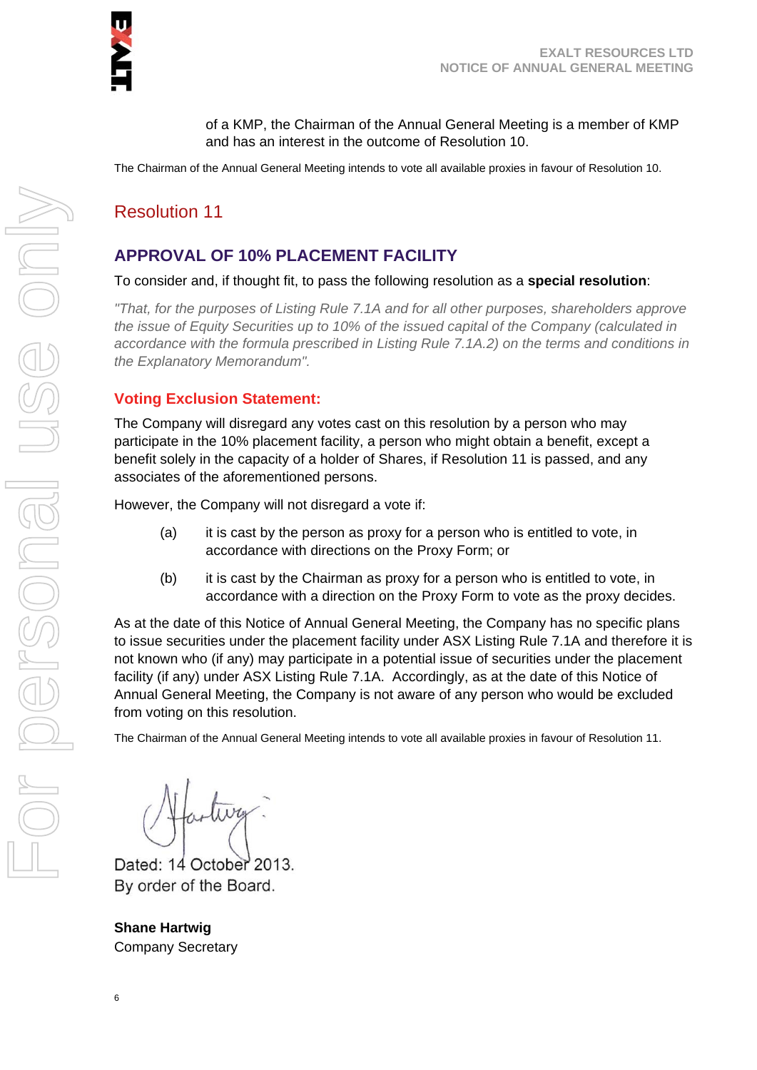of a KMP, the Chairman of the Annual General Meeting is a member of KMP and has an interest in the outcome of Resolution 10.

The Chairman of the Annual General Meeting intends to vote all available proxies in favour of Resolution 10.

## Resolution 11

### APPROVAL OF 10% PLACEMENT FACILITY

To consider and, if thought fit, to pass the following resolution as a **special resolution**:

*"That, for the purposes of Listing Rule 7.1A and for all other purposes, shareholders approve the issue of Equity Securities up to 10% of the issued capital of the Company (calculated in accordance with the formula prescribed in Listing Rule 7.1A.2) on the terms and conditions in the Explanatory Memorandum".*

### Voting Exclusion Statement:

The Company will disregard any votes cast on this resolution by a person who may participate in the 10% placement facility, a person who might obtain a benefit, except a benefit solely in the capacity of a holder of Shares, if Resolution 11 is passed, and any associates of the aforementioned persons.

However, the Company will not disregard a vote if:

(a) it is cast by the person as proxy for a person who is entitled to vote, in accordance with directions on the Proxy Form; or

(b) it is cast by the Chairman as proxy for a person who is entitled to vote, in accordance with a direction on the Proxy Form to vote as the proxy decides.

As at the date of this Notice of Annual General Meeting, the Company has no specific plans to issue securities under the placement facility under ASX Listing Rule 7.1A and therefore it is not known who (if any) may participate in a potential issue of securities under the placement facility (if any) under ASX Listing Rule 7.1A. Accordingly, as at the date of this Notice of Annual General Meeting, the Company is not aware of any person who would be excluded from voting on this resolution.

The Chairman of the Annual General Meeting intends to vote all available proxies in favour of Resolution 11.

Dated: 14 October 2013.
By order of the Board.

**Shane Hartwig**
Company Secretary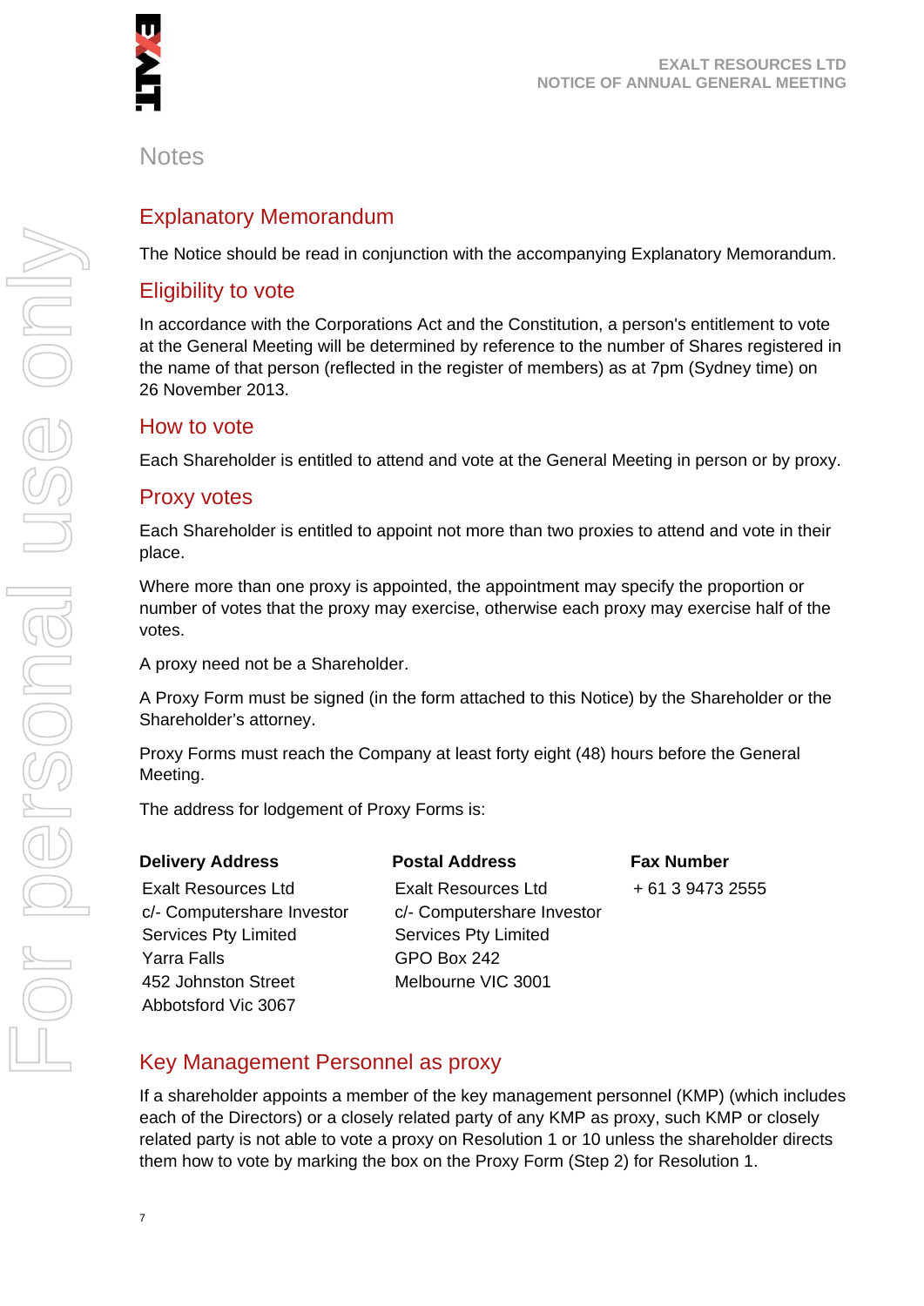# Notes

## Explanatory Memorandum

The Notice should be read in conjunction with the accompanying Explanatory Memorandum.

## Eligibility to vote

In accordance with the Corporations Act and the Constitution, a person's entitlement to vote at the General Meeting will be determined by reference to the number of Shares registered in the name of that person (reflected in the register of members) as at 7pm (Sydney time) on 26 November 2013.

## How to vote

Each Shareholder is entitled to attend and vote at the General Meeting in person or by proxy.

## Proxy votes

Each Shareholder is entitled to appoint not more than two proxies to attend and vote in their place.

Where more than one proxy is appointed, the appointment may specify the proportion or number of votes that the proxy may exercise, otherwise each proxy may exercise half of the votes.

A proxy need not be a Shareholder.

A Proxy Form must be signed (in the form attached to this Notice) by the Shareholder or the Shareholder's attorney.

Proxy Forms must reach the Company at least forty eight (48) hours before the General Meeting.

The address for lodgement of Proxy Forms is:

| **Delivery Address** | **Postal Address** | **Fax Number** |
|---|---|---|
| Exalt Resources Ltd<br>c/- Computershare Investor Services Pty Limited<br>Yarra Falls<br>452 Johnston Street<br>Abbotsford Vic 3067 | Exalt Resources Ltd<br>c/- Computershare Investor Services Pty Limited<br>GPO Box 242<br>Melbourne VIC 3001 | + 61 3 9473 2555 |

## Key Management Personnel as proxy

If a shareholder appoints a member of the key management personnel (KMP) (which includes each of the Directors) or a closely related party of any KMP as proxy, such KMP or closely related party is not able to vote a proxy on Resolution 1 or 10 unless the shareholder directs them how to vote by marking the box on the Proxy Form (Step 2) for Resolution 1.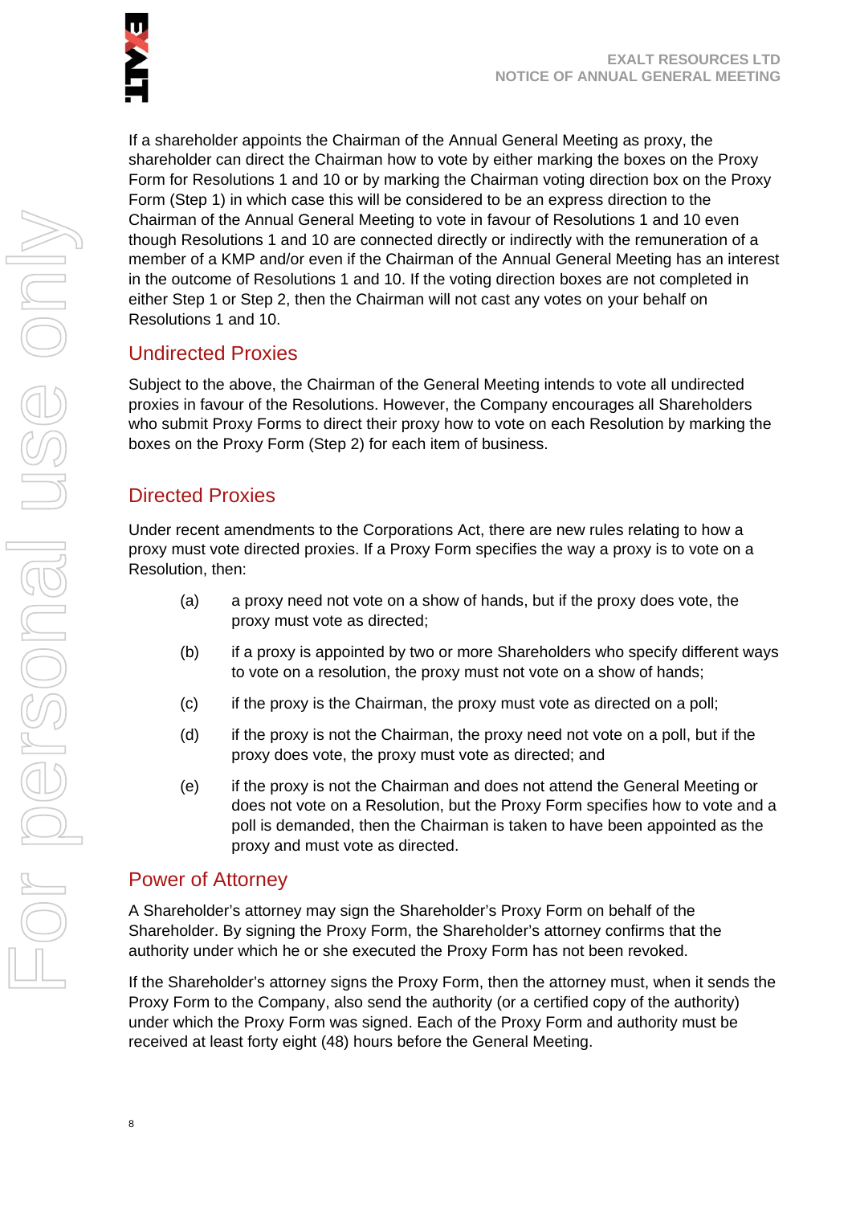If a shareholder appoints the Chairman of the Annual General Meeting as proxy, the shareholder can direct the Chairman how to vote by either marking the boxes on the Proxy Form for Resolutions 1 and 10 or by marking the Chairman voting direction box on the Proxy Form (Step 1) in which case this will be considered to be an express direction to the Chairman of the Annual General Meeting to vote in favour of Resolutions 1 and 10 even though Resolutions 1 and 10 are connected directly or indirectly with the remuneration of a member of a KMP and/or even if the Chairman of the Annual General Meeting has an interest in the outcome of Resolutions 1 and 10. If the voting direction boxes are not completed in either Step 1 or Step 2, then the Chairman will not cast any votes on your behalf on Resolutions 1 and 10.

## Undirected Proxies

Subject to the above, the Chairman of the General Meeting intends to vote all undirected proxies in favour of the Resolutions. However, the Company encourages all Shareholders who submit Proxy Forms to direct their proxy how to vote on each Resolution by marking the boxes on the Proxy Form (Step 2) for each item of business.

## Directed Proxies

Under recent amendments to the Corporations Act, there are new rules relating to how a proxy must vote directed proxies. If a Proxy Form specifies the way a proxy is to vote on a Resolution, then:

(a) a proxy need not vote on a show of hands, but if the proxy does vote, the proxy must vote as directed;

(b) if a proxy is appointed by two or more Shareholders who specify different ways to vote on a resolution, the proxy must not vote on a show of hands;

(c) if the proxy is the Chairman, the proxy must vote as directed on a poll;

(d) if the proxy is not the Chairman, the proxy need not vote on a poll, but if the proxy does vote, the proxy must vote as directed; and

(e) if the proxy is not the Chairman and does not attend the General Meeting or does not vote on a Resolution, but the Proxy Form specifies how to vote and a poll is demanded, then the Chairman is taken to have been appointed as the proxy and must vote as directed.

## Power of Attorney

A Shareholder's attorney may sign the Shareholder's Proxy Form on behalf of the Shareholder. By signing the Proxy Form, the Shareholder's attorney confirms that the authority under which he or she executed the Proxy Form has not been revoked.

If the Shareholder's attorney signs the Proxy Form, then the attorney must, when it sends the Proxy Form to the Company, also send the authority (or a certified copy of the authority) under which the Proxy Form was signed. Each of the Proxy Form and authority must be received at least forty eight (48) hours before the General Meeting.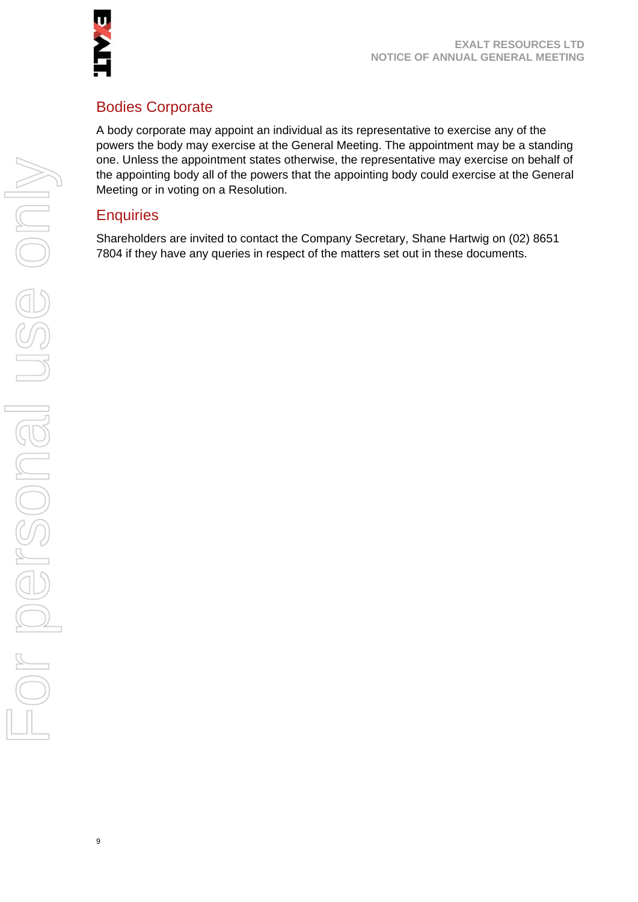## Bodies Corporate

A body corporate may appoint an individual as its representative to exercise any of the powers the body may exercise at the General Meeting. The appointment may be a standing one. Unless the appointment states otherwise, the representative may exercise on behalf of the appointing body all of the powers that the appointing body could exercise at the General Meeting or in voting on a Resolution.

## Enquiries

Shareholders are invited to contact the Company Secretary, Shane Hartwig on (02) 8651 7804 if they have any queries in respect of the matters set out in these documents.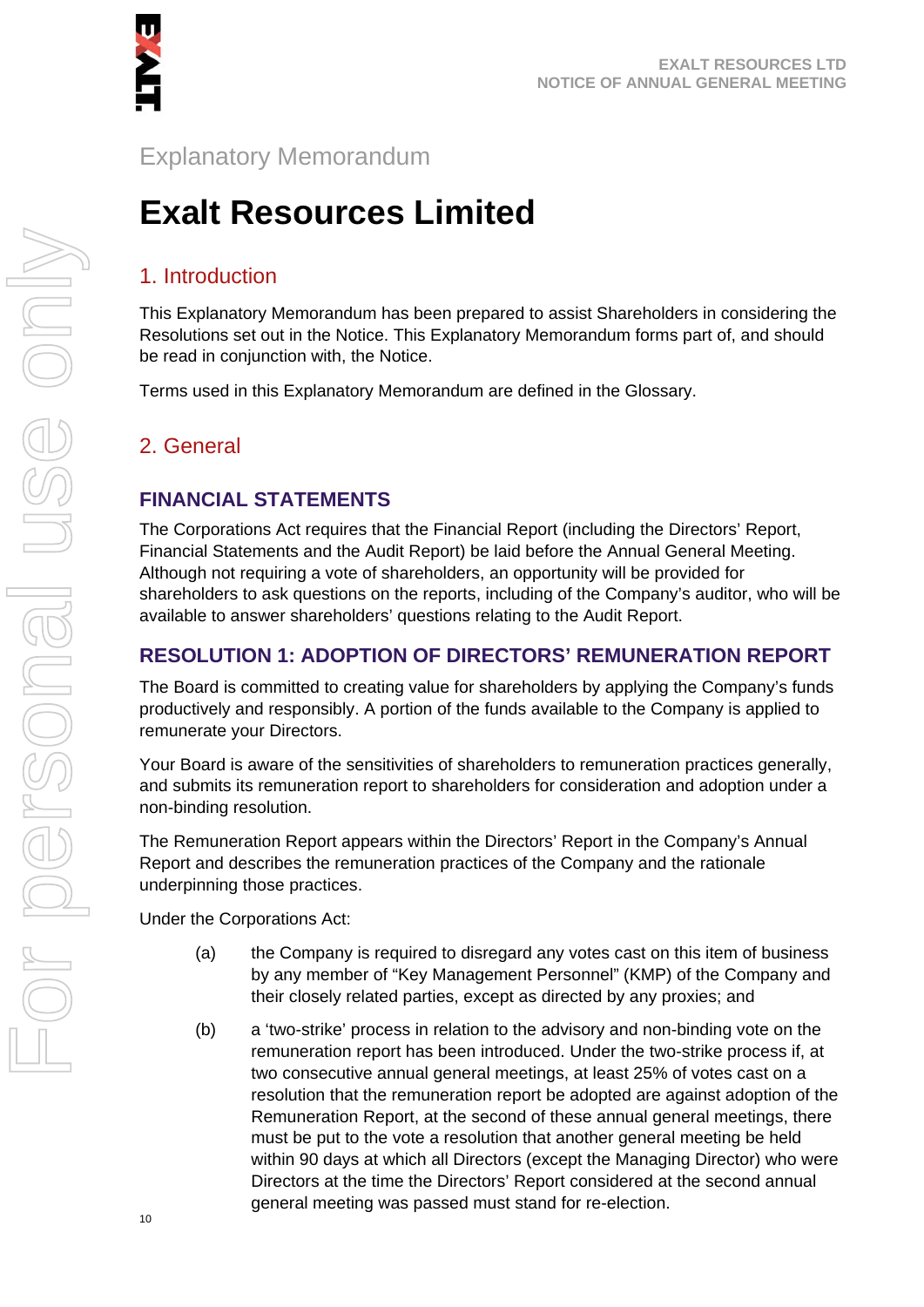Explanatory Memorandum

# Exalt Resources Limited

## 1. Introduction

This Explanatory Memorandum has been prepared to assist Shareholders in considering the Resolutions set out in the Notice. This Explanatory Memorandum forms part of, and should be read in conjunction with, the Notice.

Terms used in this Explanatory Memorandum are defined in the Glossary.

## 2. General

### FINANCIAL STATEMENTS

The Corporations Act requires that the Financial Report (including the Directors' Report, Financial Statements and the Audit Report) be laid before the Annual General Meeting. Although not requiring a vote of shareholders, an opportunity will be provided for shareholders to ask questions on the reports, including of the Company's auditor, who will be available to answer shareholders' questions relating to the Audit Report.

### RESOLUTION 1: ADOPTION OF DIRECTORS' REMUNERATION REPORT

The Board is committed to creating value for shareholders by applying the Company's funds productively and responsibly. A portion of the funds available to the Company is applied to remunerate your Directors.

Your Board is aware of the sensitivities of shareholders to remuneration practices generally, and submits its remuneration report to shareholders for consideration and adoption under a non-binding resolution.

The Remuneration Report appears within the Directors' Report in the Company's Annual Report and describes the remuneration practices of the Company and the rationale underpinning those practices.

Under the Corporations Act:

(a) the Company is required to disregard any votes cast on this item of business by any member of "Key Management Personnel" (KMP) of the Company and their closely related parties, except as directed by any proxies; and

(b) a 'two-strike' process in relation to the advisory and non-binding vote on the remuneration report has been introduced. Under the two-strike process if, at two consecutive annual general meetings, at least 25% of votes cast on a resolution that the remuneration report be adopted are against adoption of the Remuneration Report, at the second of these annual general meetings, there must be put to the vote a resolution that another general meeting be held within 90 days at which all Directors (except the Managing Director) who were Directors at the time the Directors' Report considered at the second annual general meeting was passed must stand for re-election.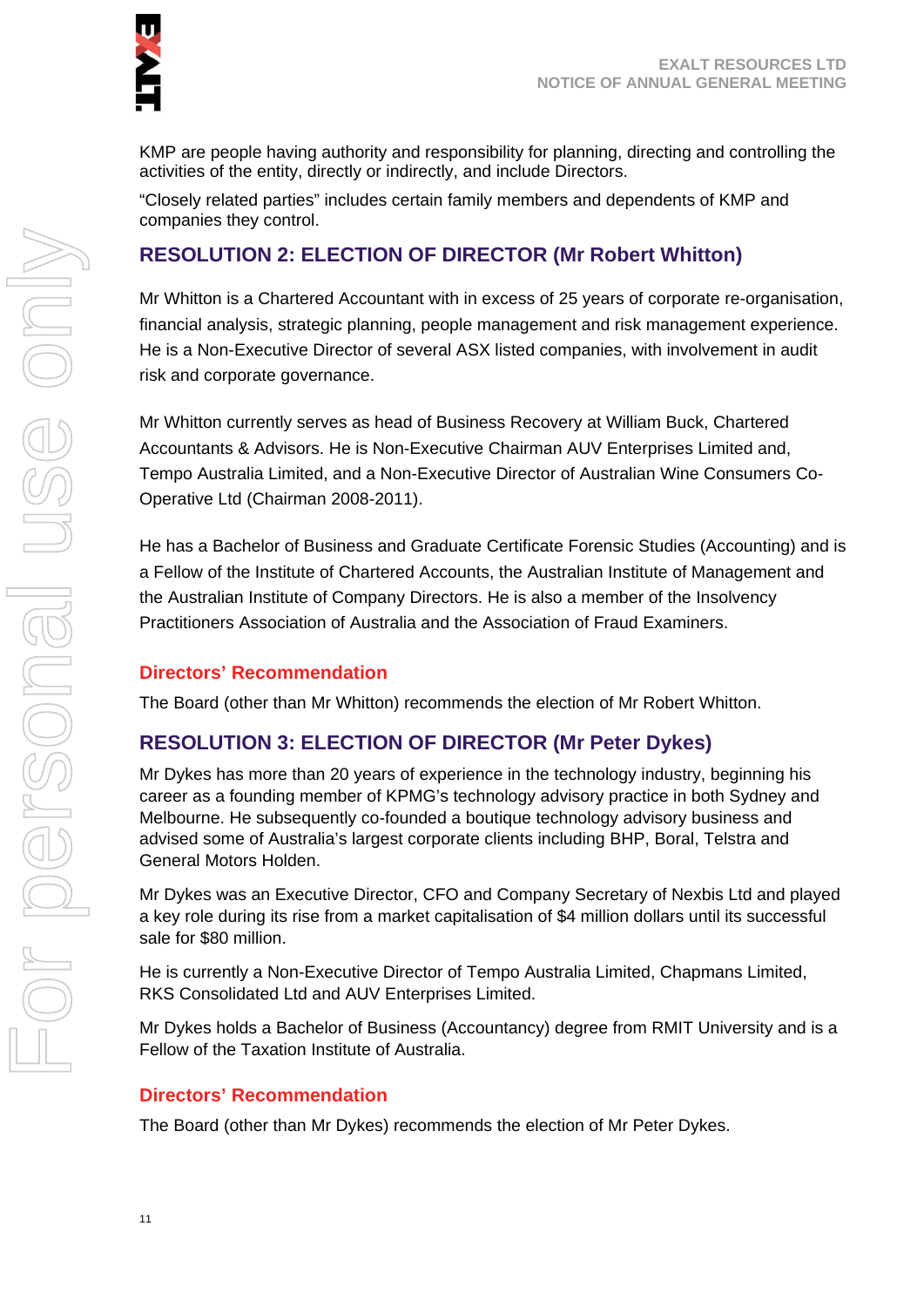KMP are people having authority and responsibility for planning, directing and controlling the activities of the entity, directly or indirectly, and include Directors.

"Closely related parties" includes certain family members and dependents of KMP and companies they control.

## RESOLUTION 2: ELECTION OF DIRECTOR (Mr Robert Whitton)

Mr Whitton is a Chartered Accountant with in excess of 25 years of corporate re-organisation, financial analysis, strategic planning, people management and risk management experience. He is a Non-Executive Director of several ASX listed companies, with involvement in audit risk and corporate governance.

Mr Whitton currently serves as head of Business Recovery at William Buck, Chartered Accountants & Advisors. He is Non-Executive Chairman AUV Enterprises Limited and, Tempo Australia Limited, and a Non-Executive Director of Australian Wine Consumers Co-Operative Ltd (Chairman 2008-2011).

He has a Bachelor of Business and Graduate Certificate Forensic Studies (Accounting) and is a Fellow of the Institute of Chartered Accounts, the Australian Institute of Management and the Australian Institute of Company Directors. He is also a member of the Insolvency Practitioners Association of Australia and the Association of Fraud Examiners.

### Directors' Recommendation

The Board (other than Mr Whitton) recommends the election of Mr Robert Whitton.

## RESOLUTION 3: ELECTION OF DIRECTOR (Mr Peter Dykes)

Mr Dykes has more than 20 years of experience in the technology industry, beginning his career as a founding member of KPMG's technology advisory practice in both Sydney and Melbourne. He subsequently co-founded a boutique technology advisory business and advised some of Australia's largest corporate clients including BHP, Boral, Telstra and General Motors Holden.

Mr Dykes was an Executive Director, CFO and Company Secretary of Nexbis Ltd and played a key role during its rise from a market capitalisation of $4 million dollars until its successful sale for $80 million.

He is currently a Non-Executive Director of Tempo Australia Limited, Chapmans Limited, RKS Consolidated Ltd and AUV Enterprises Limited.

Mr Dykes holds a Bachelor of Business (Accountancy) degree from RMIT University and is a Fellow of the Taxation Institute of Australia.

### Directors' Recommendation

The Board (other than Mr Dykes) recommends the election of Mr Peter Dykes.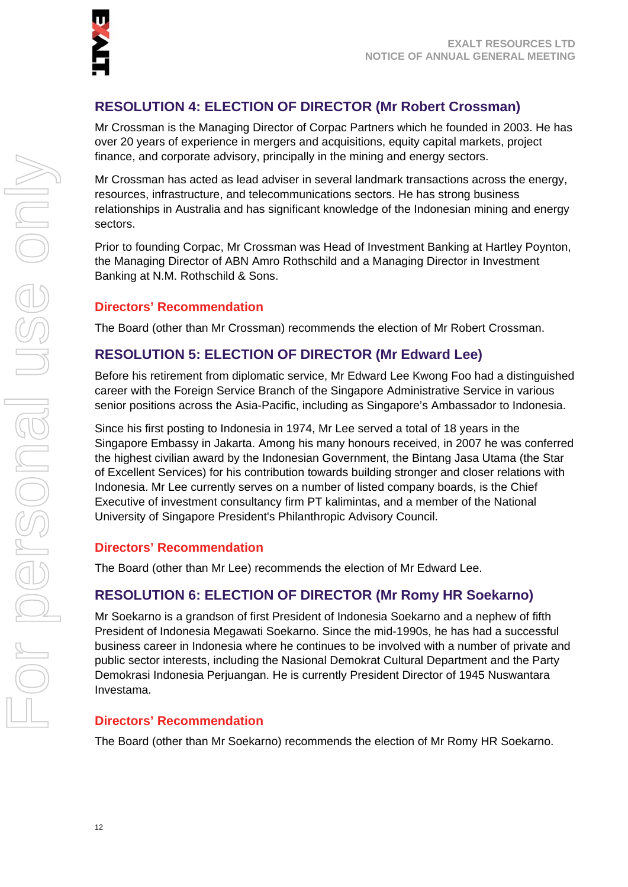## RESOLUTION 4: ELECTION OF DIRECTOR (Mr Robert Crossman)

Mr Crossman is the Managing Director of Corpac Partners which he founded in 2003. He has over 20 years of experience in mergers and acquisitions, equity capital markets, project finance, and corporate advisory, principally in the mining and energy sectors.

Mr Crossman has acted as lead adviser in several landmark transactions across the energy, resources, infrastructure, and telecommunications sectors. He has strong business relationships in Australia and has significant knowledge of the Indonesian mining and energy sectors.

Prior to founding Corpac, Mr Crossman was Head of Investment Banking at Hartley Poynton, the Managing Director of ABN Amro Rothschild and a Managing Director in Investment Banking at N.M. Rothschild & Sons.

### Directors' Recommendation

The Board (other than Mr Crossman) recommends the election of Mr Robert Crossman.

## RESOLUTION 5: ELECTION OF DIRECTOR (Mr Edward Lee)

Before his retirement from diplomatic service, Mr Edward Lee Kwong Foo had a distinguished career with the Foreign Service Branch of the Singapore Administrative Service in various senior positions across the Asia-Pacific, including as Singapore's Ambassador to Indonesia.

Since his first posting to Indonesia in 1974, Mr Lee served a total of 18 years in the Singapore Embassy in Jakarta. Among his many honours received, in 2007 he was conferred the highest civilian award by the Indonesian Government, the Bintang Jasa Utama (the Star of Excellent Services) for his contribution towards building stronger and closer relations with Indonesia. Mr Lee currently serves on a number of listed company boards, is the Chief Executive of investment consultancy firm PT kalimintas, and a member of the National University of Singapore President's Philanthropic Advisory Council.

### Directors' Recommendation

The Board (other than Mr Lee) recommends the election of Mr Edward Lee.

## RESOLUTION 6: ELECTION OF DIRECTOR (Mr Romy HR Soekarno)

Mr Soekarno is a grandson of first President of Indonesia Soekarno and a nephew of fifth President of Indonesia Megawati Soekarno. Since the mid-1990s, he has had a successful business career in Indonesia where he continues to be involved with a number of private and public sector interests, including the Nasional Demokrat Cultural Department and the Party Demokrasi Indonesia Perjuangan. He is currently President Director of 1945 Nuswantara Investama.

### Directors' Recommendation

The Board (other than Mr Soekarno) recommends the election of Mr Romy HR Soekarno.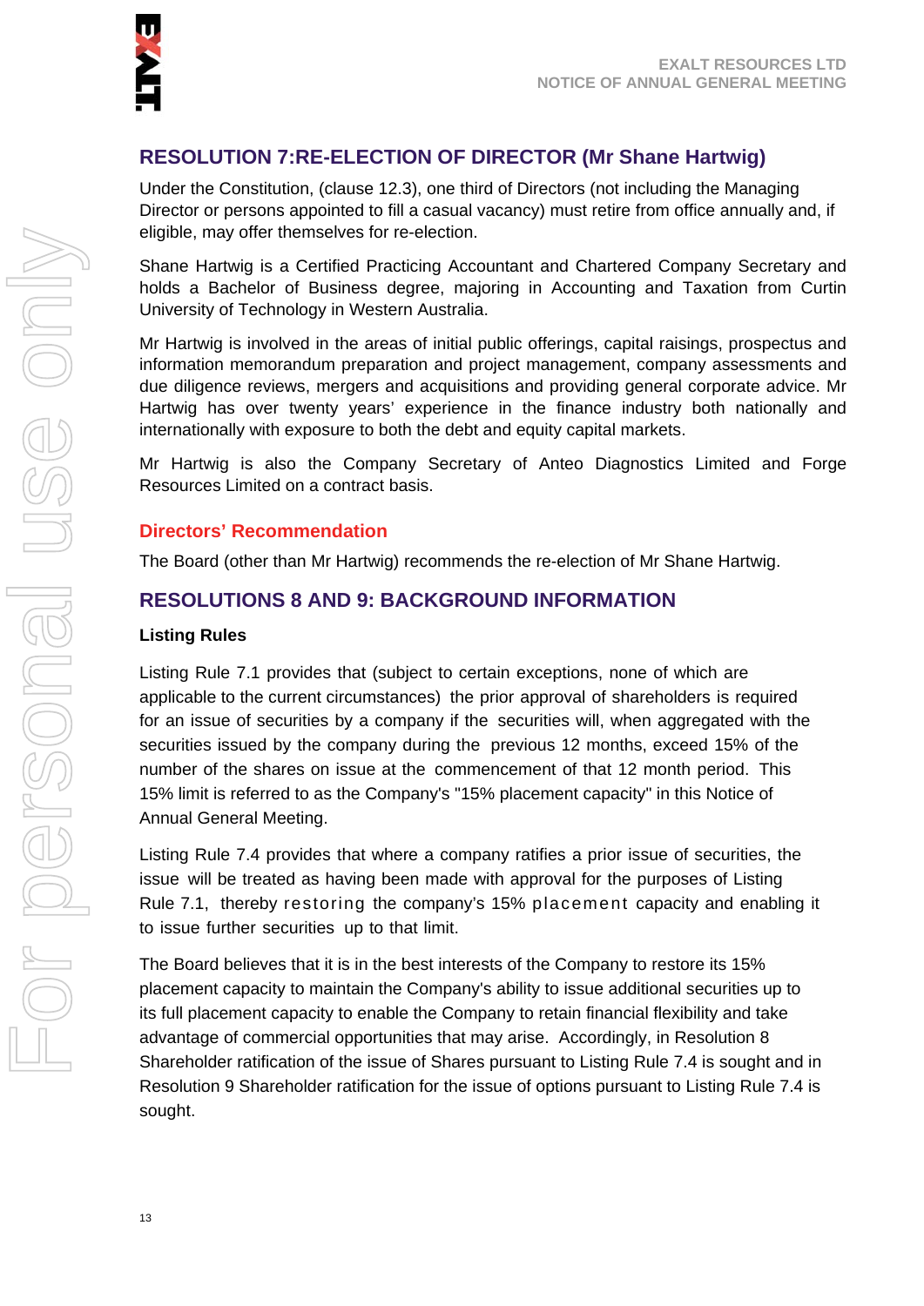## RESOLUTION 7:RE-ELECTION OF DIRECTOR (Mr Shane Hartwig)

Under the Constitution, (clause 12.3), one third of Directors (not including the Managing Director or persons appointed to fill a casual vacancy) must retire from office annually and, if eligible, may offer themselves for re-election.

Shane Hartwig is a Certified Practicing Accountant and Chartered Company Secretary and holds a Bachelor of Business degree, majoring in Accounting and Taxation from Curtin University of Technology in Western Australia.

Mr Hartwig is involved in the areas of initial public offerings, capital raisings, prospectus and information memorandum preparation and project management, company assessments and due diligence reviews, mergers and acquisitions and providing general corporate advice. Mr Hartwig has over twenty years' experience in the finance industry both nationally and internationally with exposure to both the debt and equity capital markets.

Mr Hartwig is also the Company Secretary of Anteo Diagnostics Limited and Forge Resources Limited on a contract basis.

### Directors' Recommendation

The Board (other than Mr Hartwig) recommends the re-election of Mr Shane Hartwig.

## RESOLUTIONS 8 AND 9: BACKGROUND INFORMATION

**Listing Rules**

Listing Rule 7.1 provides that (subject to certain exceptions, none of which are applicable to the current circumstances) the prior approval of shareholders is required for an issue of securities by a company if the securities will, when aggregated with the securities issued by the company during the previous 12 months, exceed 15% of the number of the shares on issue at the commencement of that 12 month period. This 15% limit is referred to as the Company's "15% placement capacity" in this Notice of Annual General Meeting.

Listing Rule 7.4 provides that where a company ratifies a prior issue of securities, the issue will be treated as having been made with approval for the purposes of Listing Rule 7.1, thereby restoring the company's 15% placement capacity and enabling it to issue further securities up to that limit.

The Board believes that it is in the best interests of the Company to restore its 15% placement capacity to maintain the Company's ability to issue additional securities up to its full placement capacity to enable the Company to retain financial flexibility and take advantage of commercial opportunities that may arise. Accordingly, in Resolution 8 Shareholder ratification of the issue of Shares pursuant to Listing Rule 7.4 is sought and in Resolution 9 Shareholder ratification for the issue of options pursuant to Listing Rule 7.4 is sought.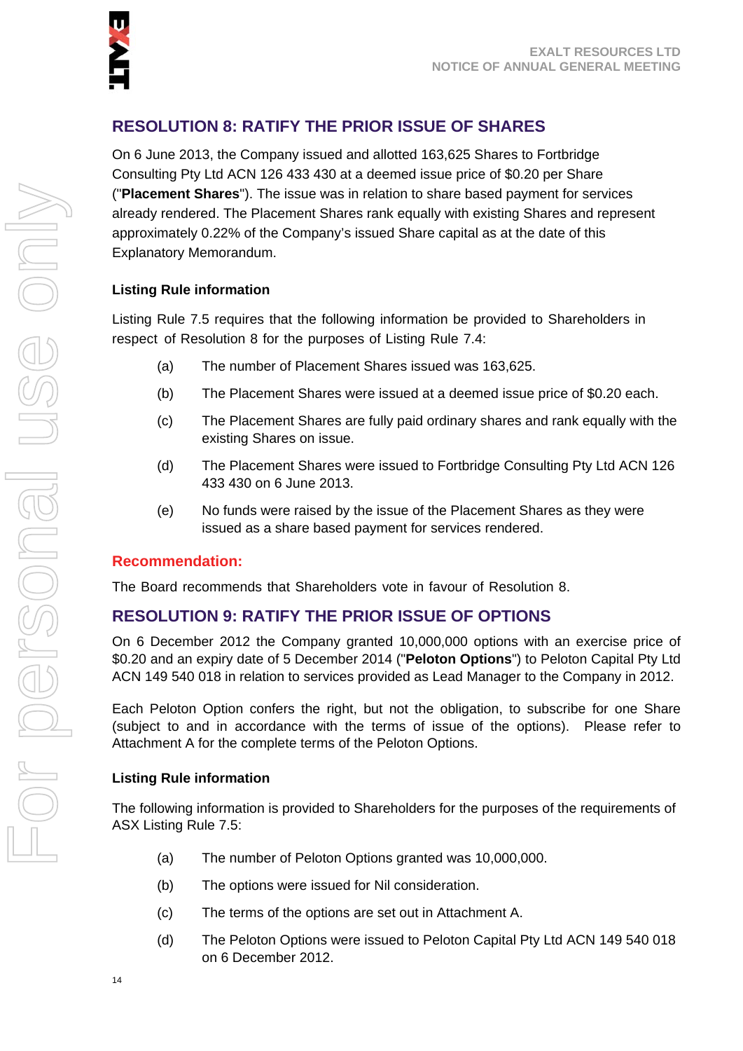## RESOLUTION 8: RATIFY THE PRIOR ISSUE OF SHARES

On 6 June 2013, the Company issued and allotted 163,625 Shares to Fortbridge Consulting Pty Ltd ACN 126 433 430 at a deemed issue price of $0.20 per Share ("**Placement Shares**"). The issue was in relation to share based payment for services already rendered. The Placement Shares rank equally with existing Shares and represent approximately 0.22% of the Company's issued Share capital as at the date of this Explanatory Memorandum.

### Listing Rule information

Listing Rule 7.5 requires that the following information be provided to Shareholders in respect of Resolution 8 for the purposes of Listing Rule 7.4:

(a) The number of Placement Shares issued was 163,625.

(b) The Placement Shares were issued at a deemed issue price of $0.20 each.

(c) The Placement Shares are fully paid ordinary shares and rank equally with the existing Shares on issue.

(d) The Placement Shares were issued to Fortbridge Consulting Pty Ltd ACN 126 433 430 on 6 June 2013.

(e) No funds were raised by the issue of the Placement Shares as they were issued as a share based payment for services rendered.

### Recommendation:

The Board recommends that Shareholders vote in favour of Resolution 8.

## RESOLUTION 9: RATIFY THE PRIOR ISSUE OF OPTIONS

On 6 December 2012 the Company granted 10,000,000 options with an exercise price of $0.20 and an expiry date of 5 December 2014 ("**Peloton Options**") to Peloton Capital Pty Ltd ACN 149 540 018 in relation to services provided as Lead Manager to the Company in 2012.

Each Peloton Option confers the right, but not the obligation, to subscribe for one Share (subject to and in accordance with the terms of issue of the options). Please refer to Attachment A for the complete terms of the Peloton Options.

### Listing Rule information

The following information is provided to Shareholders for the purposes of the requirements of ASX Listing Rule 7.5:

(a) The number of Peloton Options granted was 10,000,000.

(b) The options were issued for Nil consideration.

(c) The terms of the options are set out in Attachment A.

(d) The Peloton Options were issued to Peloton Capital Pty Ltd ACN 149 540 018 on 6 December 2012.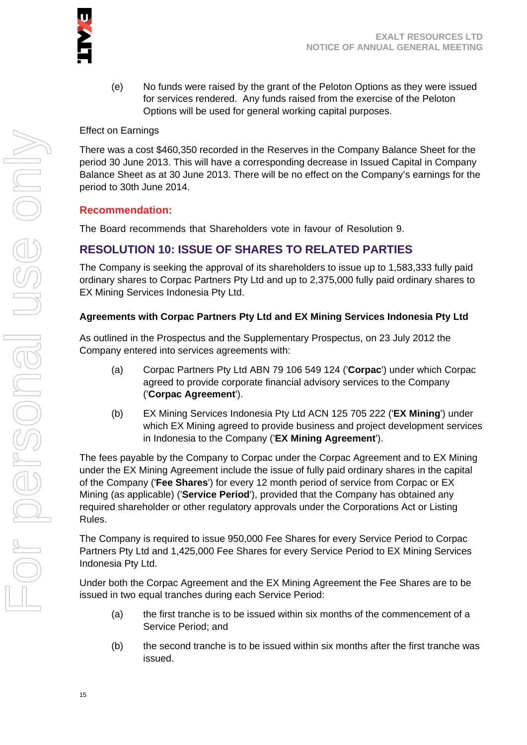(e) No funds were raised by the grant of the Peloton Options as they were issued for services rendered. Any funds raised from the exercise of the Peloton Options will be used for general working capital purposes.

Effect on Earnings

There was a cost $460,350 recorded in the Reserves in the Company Balance Sheet for the period 30 June 2013. This will have a corresponding decrease in Issued Capital in Company Balance Sheet as at 30 June 2013. There will be no effect on the Company's earnings for the period to 30th June 2014.

**Recommendation:**

The Board recommends that Shareholders vote in favour of Resolution 9.

## RESOLUTION 10: ISSUE OF SHARES TO RELATED PARTIES

The Company is seeking the approval of its shareholders to issue up to 1,583,333 fully paid ordinary shares to Corpac Partners Pty Ltd and up to 2,375,000 fully paid ordinary shares to EX Mining Services Indonesia Pty Ltd.

**Agreements with Corpac Partners Pty Ltd and EX Mining Services Indonesia Pty Ltd**

As outlined in the Prospectus and the Supplementary Prospectus, on 23 July 2012 the Company entered into services agreements with:

(a) Corpac Partners Pty Ltd ABN 79 106 549 124 ('**Corpac**') under which Corpac agreed to provide corporate financial advisory services to the Company ('**Corpac Agreement**').

(b) EX Mining Services Indonesia Pty Ltd ACN 125 705 222 ('**EX Mining**') under which EX Mining agreed to provide business and project development services in Indonesia to the Company ('**EX Mining Agreement**').

The fees payable by the Company to Corpac under the Corpac Agreement and to EX Mining under the EX Mining Agreement include the issue of fully paid ordinary shares in the capital of the Company ('**Fee Shares**') for every 12 month period of service from Corpac or EX Mining (as applicable) ('**Service Period**'), provided that the Company has obtained any required shareholder or other regulatory approvals under the Corporations Act or Listing Rules.

The Company is required to issue 950,000 Fee Shares for every Service Period to Corpac Partners Pty Ltd and 1,425,000 Fee Shares for every Service Period to EX Mining Services Indonesia Pty Ltd.

Under both the Corpac Agreement and the EX Mining Agreement the Fee Shares are to be issued in two equal tranches during each Service Period:

(a) the first tranche is to be issued within six months of the commencement of a Service Period; and

(b) the second tranche is to be issued within six months after the first tranche was issued.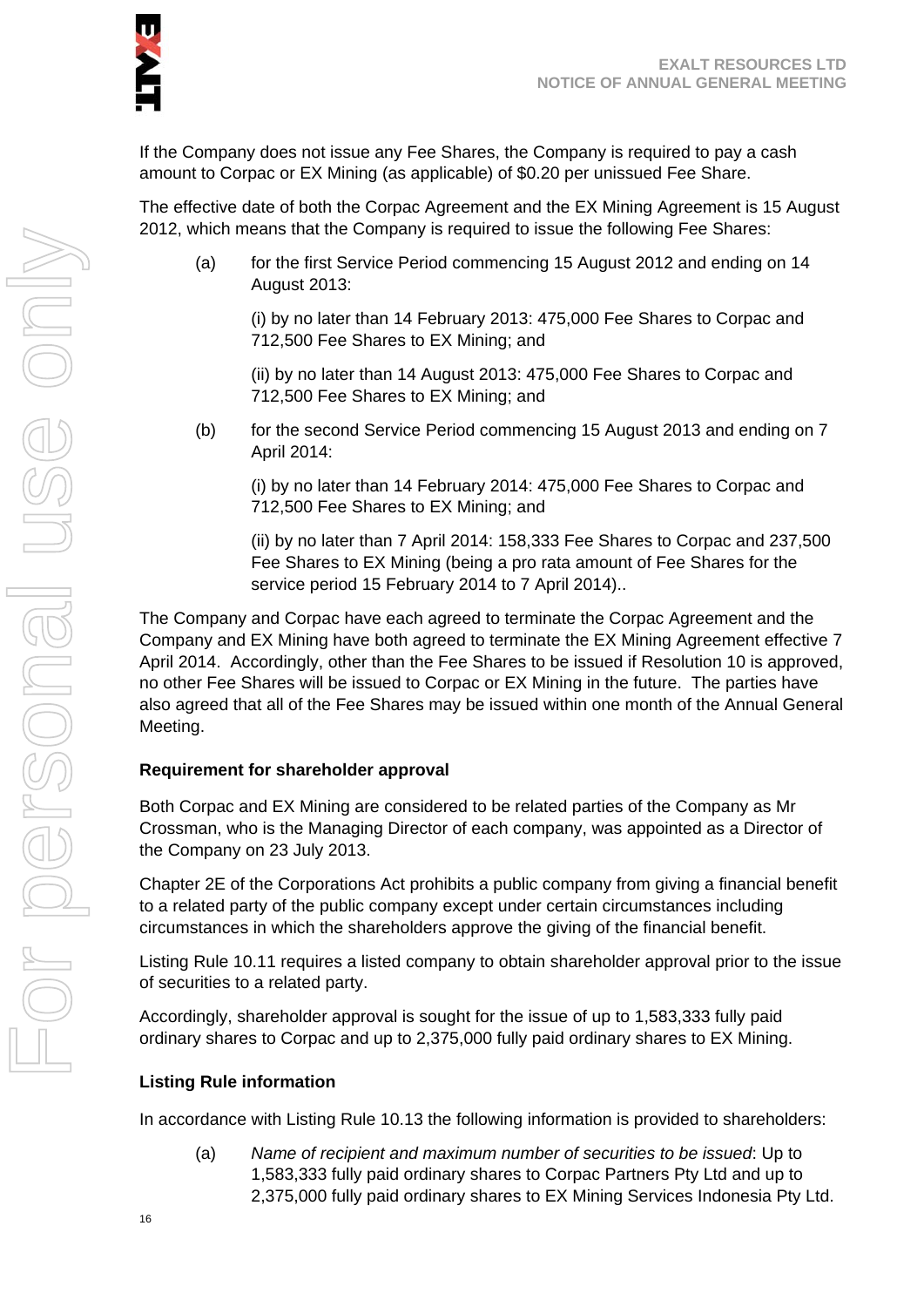If the Company does not issue any Fee Shares, the Company is required to pay a cash amount to Corpac or EX Mining (as applicable) of $0.20 per unissued Fee Share.

The effective date of both the Corpac Agreement and the EX Mining Agreement is 15 August 2012, which means that the Company is required to issue the following Fee Shares:

(a) for the first Service Period commencing 15 August 2012 and ending on 14 August 2013:

(i) by no later than 14 February 2013: 475,000 Fee Shares to Corpac and 712,500 Fee Shares to EX Mining; and

(ii) by no later than 14 August 2013: 475,000 Fee Shares to Corpac and 712,500 Fee Shares to EX Mining; and

(b) for the second Service Period commencing 15 August 2013 and ending on 7 April 2014:

(i) by no later than 14 February 2014: 475,000 Fee Shares to Corpac and 712,500 Fee Shares to EX Mining; and

(ii) by no later than 7 April 2014: 158,333 Fee Shares to Corpac and 237,500 Fee Shares to EX Mining (being a pro rata amount of Fee Shares for the service period 15 February 2014 to 7 April 2014)..

The Company and Corpac have each agreed to terminate the Corpac Agreement and the Company and EX Mining have both agreed to terminate the EX Mining Agreement effective 7 April 2014. Accordingly, other than the Fee Shares to be issued if Resolution 10 is approved, no other Fee Shares will be issued to Corpac or EX Mining in the future. The parties have also agreed that all of the Fee Shares may be issued within one month of the Annual General Meeting.

**Requirement for shareholder approval**

Both Corpac and EX Mining are considered to be related parties of the Company as Mr Crossman, who is the Managing Director of each company, was appointed as a Director of the Company on 23 July 2013.

Chapter 2E of the Corporations Act prohibits a public company from giving a financial benefit to a related party of the public company except under certain circumstances including circumstances in which the shareholders approve the giving of the financial benefit.

Listing Rule 10.11 requires a listed company to obtain shareholder approval prior to the issue of securities to a related party.

Accordingly, shareholder approval is sought for the issue of up to 1,583,333 fully paid ordinary shares to Corpac and up to 2,375,000 fully paid ordinary shares to EX Mining.

**Listing Rule information**

In accordance with Listing Rule 10.13 the following information is provided to shareholders:

(a) *Name of recipient and maximum number of securities to be issued*: Up to 1,583,333 fully paid ordinary shares to Corpac Partners Pty Ltd and up to 2,375,000 fully paid ordinary shares to EX Mining Services Indonesia Pty Ltd.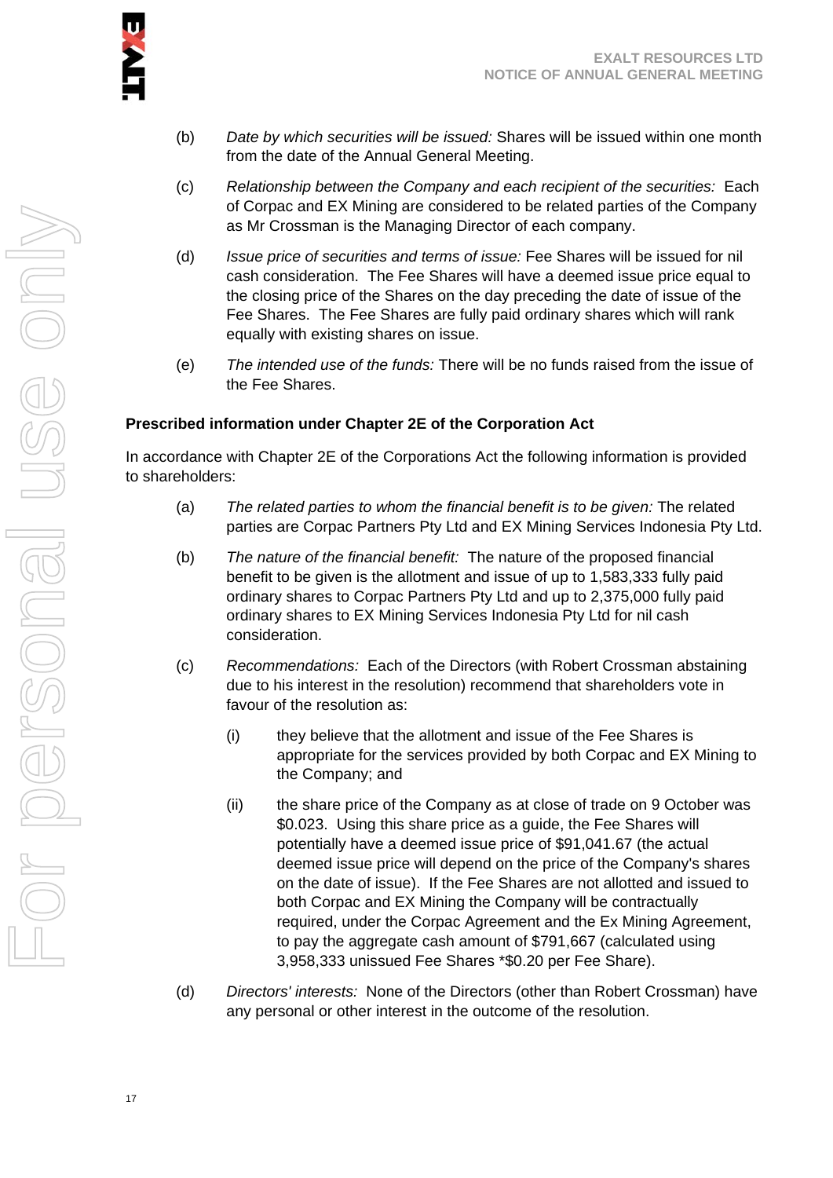(b) *Date by which securities will be issued:* Shares will be issued within one month from the date of the Annual General Meeting.

(c) *Relationship between the Company and each recipient of the securities:* Each of Corpac and EX Mining are considered to be related parties of the Company as Mr Crossman is the Managing Director of each company.

(d) *Issue price of securities and terms of issue:* Fee Shares will be issued for nil cash consideration. The Fee Shares will have a deemed issue price equal to the closing price of the Shares on the day preceding the date of issue of the Fee Shares. The Fee Shares are fully paid ordinary shares which will rank equally with existing shares on issue.

(e) *The intended use of the funds:* There will be no funds raised from the issue of the Fee Shares.

**Prescribed information under Chapter 2E of the Corporation Act**

In accordance with Chapter 2E of the Corporations Act the following information is provided to shareholders:

(a) *The related parties to whom the financial benefit is to be given:* The related parties are Corpac Partners Pty Ltd and EX Mining Services Indonesia Pty Ltd.

(b) *The nature of the financial benefit:* The nature of the proposed financial benefit to be given is the allotment and issue of up to 1,583,333 fully paid ordinary shares to Corpac Partners Pty Ltd and up to 2,375,000 fully paid ordinary shares to EX Mining Services Indonesia Pty Ltd for nil cash consideration.

(c) *Recommendations:* Each of the Directors (with Robert Crossman abstaining due to his interest in the resolution) recommend that shareholders vote in favour of the resolution as:

   (i) they believe that the allotment and issue of the Fee Shares is appropriate for the services provided by both Corpac and EX Mining to the Company; and

   (ii) the share price of the Company as at close of trade on 9 October was $0.023. Using this share price as a guide, the Fee Shares will potentially have a deemed issue price of $91,041.67 (the actual deemed issue price will depend on the price of the Company's shares on the date of issue). If the Fee Shares are not allotted and issued to both Corpac and EX Mining the Company will be contractually required, under the Corpac Agreement and the Ex Mining Agreement, to pay the aggregate cash amount of $791,667 (calculated using 3,958,333 unissued Fee Shares *$0.20 per Fee Share).

(d) *Directors' interests:* None of the Directors (other than Robert Crossman) have any personal or other interest in the outcome of the resolution.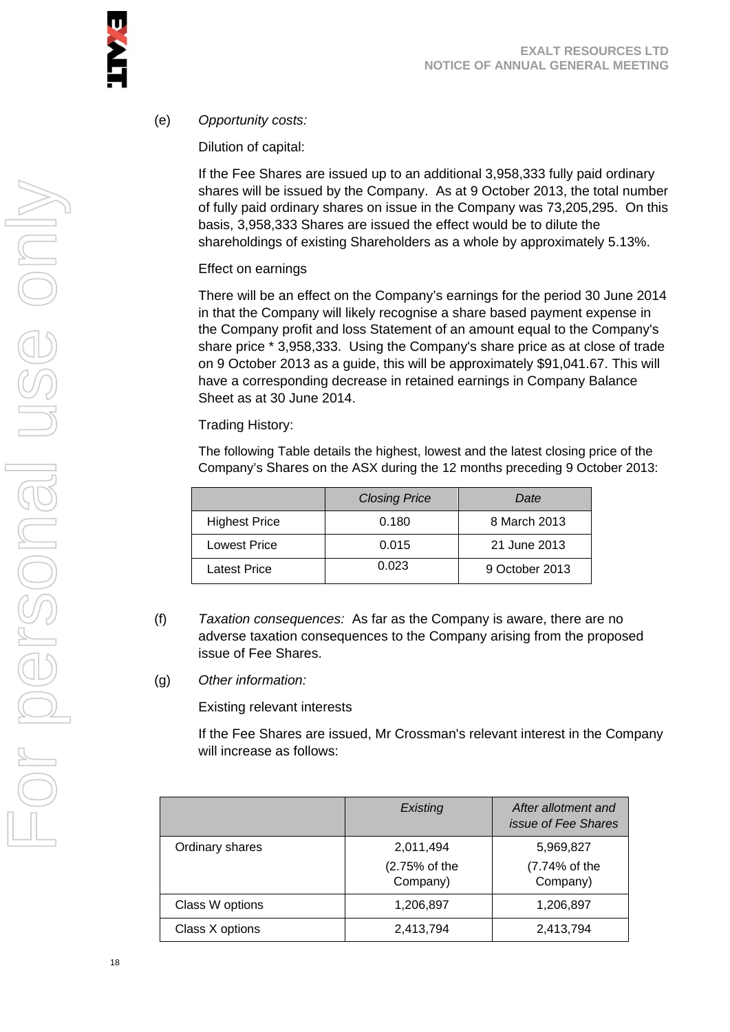(e) *Opportunity costs:*

Dilution of capital:

If the Fee Shares are issued up to an additional 3,958,333 fully paid ordinary shares will be issued by the Company. As at 9 October 2013, the total number of fully paid ordinary shares on issue in the Company was 73,205,295. On this basis, 3,958,333 Shares are issued the effect would be to dilute the shareholdings of existing Shareholders as a whole by approximately 5.13%.

Effect on earnings

There will be an effect on the Company's earnings for the period 30 June 2014 in that the Company will likely recognise a share based payment expense in the Company profit and loss Statement of an amount equal to the Company's share price * 3,958,333. Using the Company's share price as at close of trade on 9 October 2013 as a guide, this will be approximately $91,041.67. This will have a corresponding decrease in retained earnings in Company Balance Sheet as at 30 June 2014.

Trading History:

The following Table details the highest, lowest and the latest closing price of the Company's Shares on the ASX during the 12 months preceding 9 October 2013:

| | *Closing Price* | *Date* |
|---|---|---|
| Highest Price | 0.180 | 8 March 2013 |
| Lowest Price | 0.015 | 21 June 2013 |
| Latest Price | 0.023 | 9 October 2013 |

(f) *Taxation consequences:* As far as the Company is aware, there are no adverse taxation consequences to the Company arising from the proposed issue of Fee Shares.

(g) *Other information:*

Existing relevant interests

If the Fee Shares are issued, Mr Crossman's relevant interest in the Company will increase as follows:

| | *Existing* | *After allotment and issue of Fee Shares* |
|---|---|---|
| Ordinary shares | 2,011,494 (2.75% of the Company) | 5,969,827 (7.74% of the Company) |
| Class W options | 1,206,897 | 1,206,897 |
| Class X options | 2,413,794 | 2,413,794 |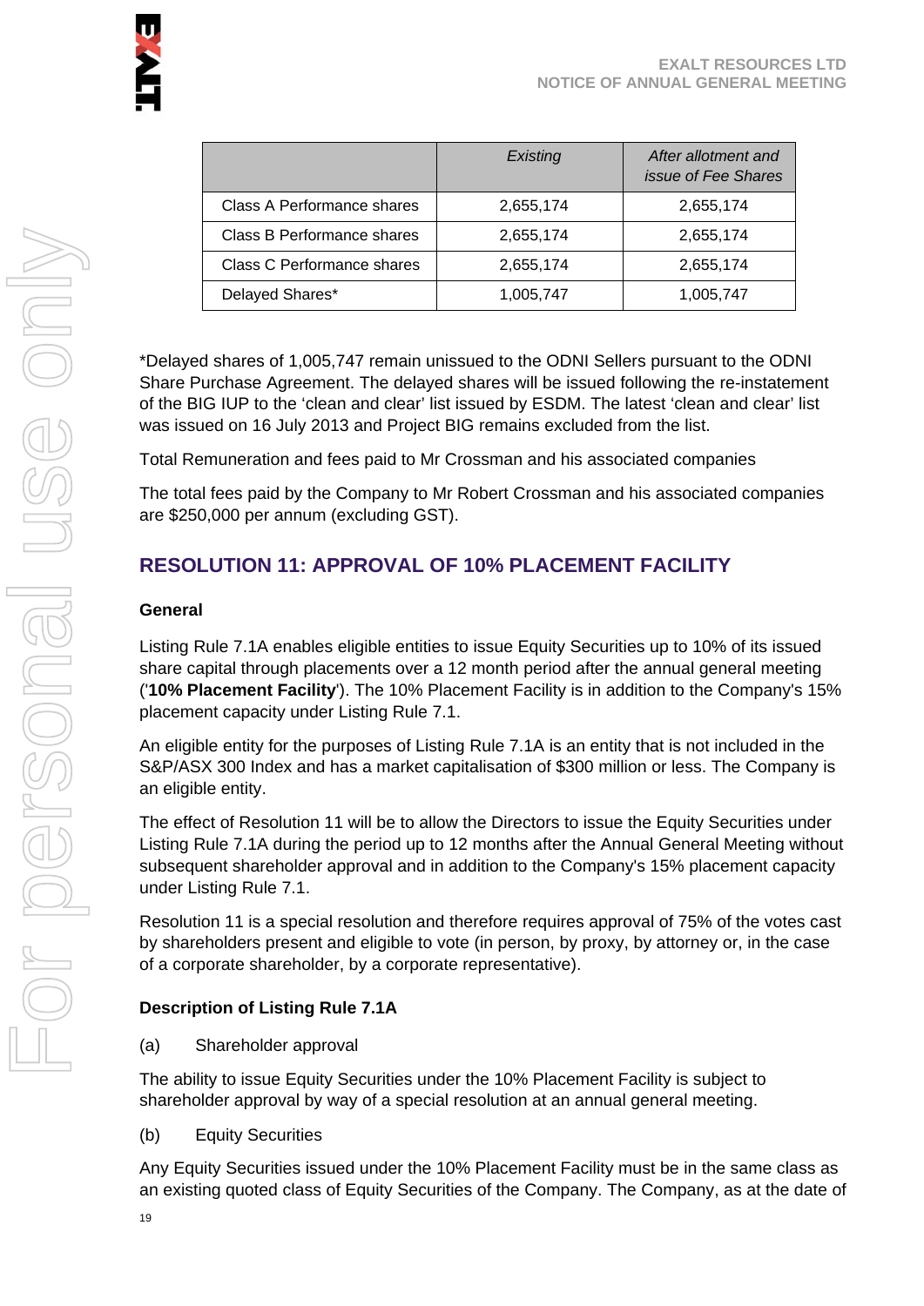| | *Existing* | *After allotment and issue of Fee Shares* |
|---|---|---|
| Class A Performance shares | 2,655,174 | 2,655,174 |
| Class B Performance shares | 2,655,174 | 2,655,174 |
| Class C Performance shares | 2,655,174 | 2,655,174 |
| Delayed Shares* | 1,005,747 | 1,005,747 |

*Delayed shares of 1,005,747 remain unissued to the ODNI Sellers pursuant to the ODNI Share Purchase Agreement. The delayed shares will be issued following the re-instatement of the BIG IUP to the 'clean and clear' list issued by ESDM. The latest 'clean and clear' list was issued on 16 July 2013 and Project BIG remains excluded from the list.

Total Remuneration and fees paid to Mr Crossman and his associated companies

The total fees paid by the Company to Mr Robert Crossman and his associated companies are $250,000 per annum (excluding GST).

## RESOLUTION 11: APPROVAL OF 10% PLACEMENT FACILITY

### General

Listing Rule 7.1A enables eligible entities to issue Equity Securities up to 10% of its issued share capital through placements over a 12 month period after the annual general meeting ('**10% Placement Facility**'). The 10% Placement Facility is in addition to the Company's 15% placement capacity under Listing Rule 7.1.

An eligible entity for the purposes of Listing Rule 7.1A is an entity that is not included in the S&P/ASX 300 Index and has a market capitalisation of $300 million or less. The Company is an eligible entity.

The effect of Resolution 11 will be to allow the Directors to issue the Equity Securities under Listing Rule 7.1A during the period up to 12 months after the Annual General Meeting without subsequent shareholder approval and in addition to the Company's 15% placement capacity under Listing Rule 7.1.

Resolution 11 is a special resolution and therefore requires approval of 75% of the votes cast by shareholders present and eligible to vote (in person, by proxy, by attorney or, in the case of a corporate shareholder, by a corporate representative).

### Description of Listing Rule 7.1A

(a) Shareholder approval

The ability to issue Equity Securities under the 10% Placement Facility is subject to shareholder approval by way of a special resolution at an annual general meeting.

(b) Equity Securities

Any Equity Securities issued under the 10% Placement Facility must be in the same class as an existing quoted class of Equity Securities of the Company. The Company, as at the date of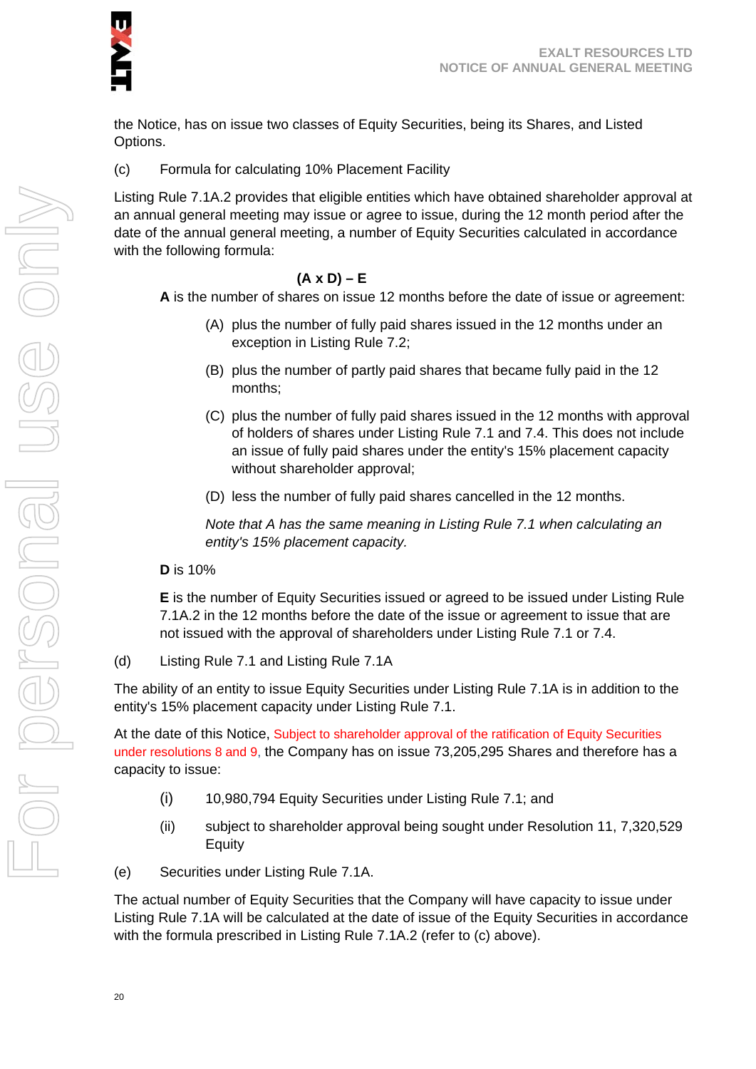the Notice, has on issue two classes of Equity Securities, being its Shares, and Listed Options.

(c) Formula for calculating 10% Placement Facility

Listing Rule 7.1A.2 provides that eligible entities which have obtained shareholder approval at an annual general meeting may issue or agree to issue, during the 12 month period after the date of the annual general meeting, a number of Equity Securities calculated in accordance with the following formula:

**(A x D) – E**

**A** is the number of shares on issue 12 months before the date of issue or agreement:

(A) plus the number of fully paid shares issued in the 12 months under an exception in Listing Rule 7.2;

(B) plus the number of partly paid shares that became fully paid in the 12 months;

(C) plus the number of fully paid shares issued in the 12 months with approval of holders of shares under Listing Rule 7.1 and 7.4. This does not include an issue of fully paid shares under the entity's 15% placement capacity without shareholder approval;

(D) less the number of fully paid shares cancelled in the 12 months.

*Note that A has the same meaning in Listing Rule 7.1 when calculating an entity's 15% placement capacity.*

**D** is 10%

**E** is the number of Equity Securities issued or agreed to be issued under Listing Rule 7.1A.2 in the 12 months before the date of the issue or agreement to issue that are not issued with the approval of shareholders under Listing Rule 7.1 or 7.4.

(d) Listing Rule 7.1 and Listing Rule 7.1A

The ability of an entity to issue Equity Securities under Listing Rule 7.1A is in addition to the entity's 15% placement capacity under Listing Rule 7.1.

At the date of this Notice, Subject to shareholder approval of the ratification of Equity Securities under resolutions 8 and 9, the Company has on issue 73,205,295 Shares and therefore has a capacity to issue:

(i) 10,980,794 Equity Securities under Listing Rule 7.1; and

(ii) subject to shareholder approval being sought under Resolution 11, 7,320,529 Equity

(e) Securities under Listing Rule 7.1A.

The actual number of Equity Securities that the Company will have capacity to issue under Listing Rule 7.1A will be calculated at the date of issue of the Equity Securities in accordance with the formula prescribed in Listing Rule 7.1A.2 (refer to (c) above).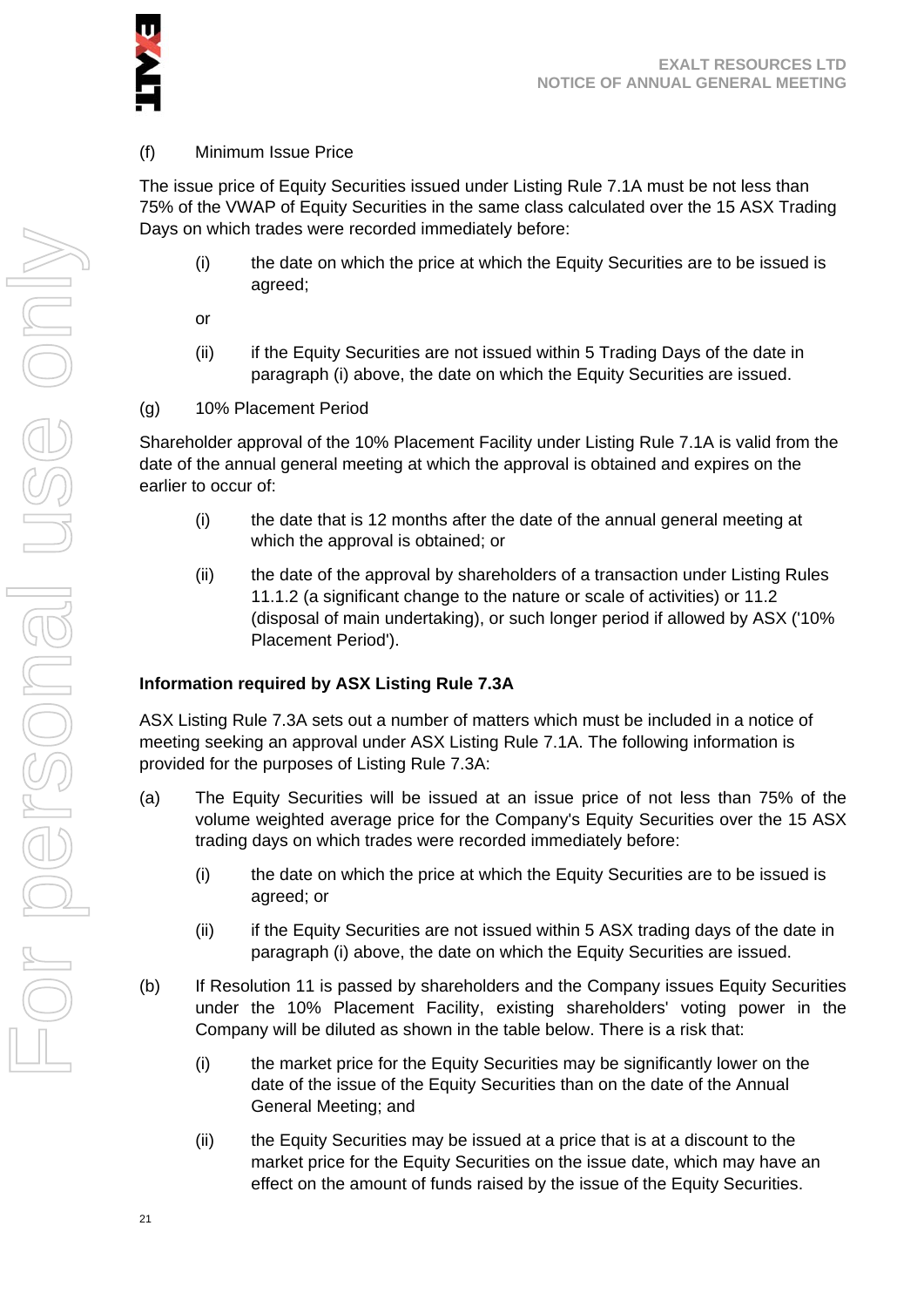(f) Minimum Issue Price

The issue price of Equity Securities issued under Listing Rule 7.1A must be not less than 75% of the VWAP of Equity Securities in the same class calculated over the 15 ASX Trading Days on which trades were recorded immediately before:

(i) the date on which the price at which the Equity Securities are to be issued is agreed;

or

(ii) if the Equity Securities are not issued within 5 Trading Days of the date in paragraph (i) above, the date on which the Equity Securities are issued.

(g) 10% Placement Period

Shareholder approval of the 10% Placement Facility under Listing Rule 7.1A is valid from the date of the annual general meeting at which the approval is obtained and expires on the earlier to occur of:

(i) the date that is 12 months after the date of the annual general meeting at which the approval is obtained; or

(ii) the date of the approval by shareholders of a transaction under Listing Rules 11.1.2 (a significant change to the nature or scale of activities) or 11.2 (disposal of main undertaking), or such longer period if allowed by ASX ('10% Placement Period').

**Information required by ASX Listing Rule 7.3A**

ASX Listing Rule 7.3A sets out a number of matters which must be included in a notice of meeting seeking an approval under ASX Listing Rule 7.1A. The following information is provided for the purposes of Listing Rule 7.3A:

(a) The Equity Securities will be issued at an issue price of not less than 75% of the volume weighted average price for the Company's Equity Securities over the 15 ASX trading days on which trades were recorded immediately before:

(i) the date on which the price at which the Equity Securities are to be issued is agreed; or

(ii) if the Equity Securities are not issued within 5 ASX trading days of the date in paragraph (i) above, the date on which the Equity Securities are issued.

(b) If Resolution 11 is passed by shareholders and the Company issues Equity Securities under the 10% Placement Facility, existing shareholders' voting power in the Company will be diluted as shown in the table below. There is a risk that:

(i) the market price for the Equity Securities may be significantly lower on the date of the issue of the Equity Securities than on the date of the Annual General Meeting; and

(ii) the Equity Securities may be issued at a price that is at a discount to the market price for the Equity Securities on the issue date, which may have an effect on the amount of funds raised by the issue of the Equity Securities.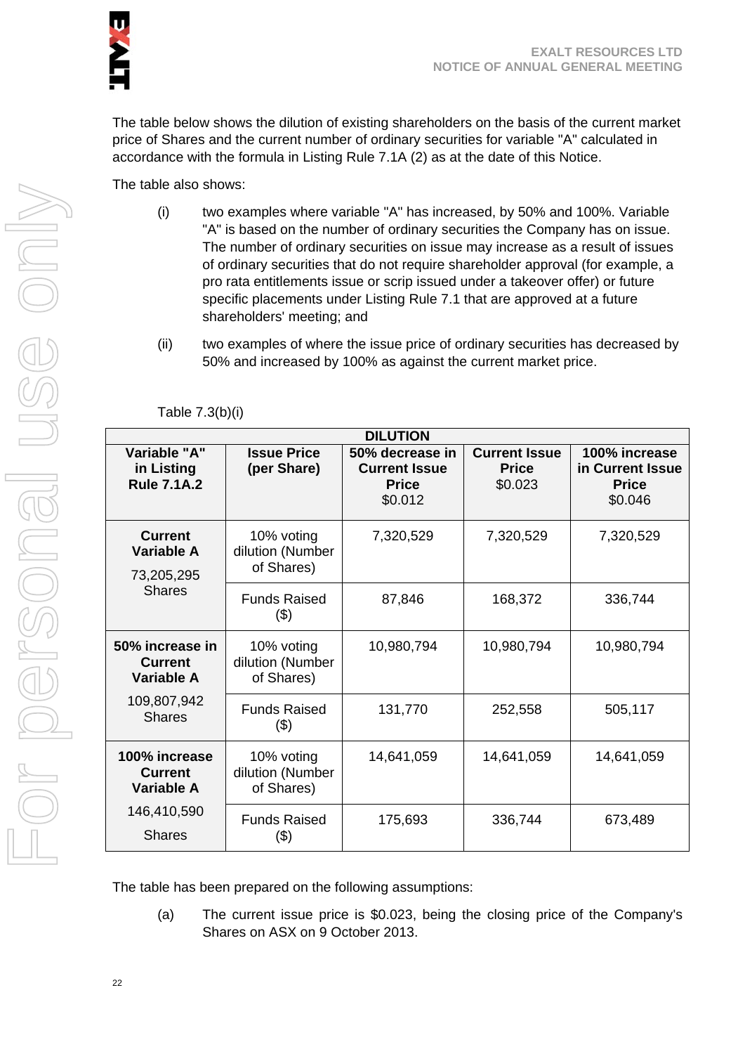The table below shows the dilution of existing shareholders on the basis of the current market price of Shares and the current number of ordinary securities for variable "A" calculated in accordance with the formula in Listing Rule 7.1A (2) as at the date of this Notice.

The table also shows:

(i) two examples where variable "A" has increased, by 50% and 100%. Variable "A" is based on the number of ordinary securities the Company has on issue. The number of ordinary securities on issue may increase as a result of issues of ordinary securities that do not require shareholder approval (for example, a pro rata entitlements issue or scrip issued under a takeover offer) or future specific placements under Listing Rule 7.1 that are approved at a future shareholders' meeting; and

(ii) two examples of where the issue price of ordinary securities has decreased by 50% and increased by 100% as against the current market price.

Table 7.3(b)(i)

| DILUTION | | | | |
|---|---|---|---|---|
| **Variable "A" in Listing Rule 7.1A.2** | **Issue Price (per Share)** | **50% decrease in Current Issue Price** $0.012 | **Current Issue Price** $0.023 | **100% increase in Current Issue Price** $0.046 |
| **Current Variable A** 73,205,295 Shares | 10% voting dilution (Number of Shares) | 7,320,529 | 7,320,529 | 7,320,529 |
| | Funds Raised ($) | 87,846 | 168,372 | 336,744 |
| **50% increase in Current Variable A** 109,807,942 Shares | 10% voting dilution (Number of Shares) | 10,980,794 | 10,980,794 | 10,980,794 |
| | Funds Raised ($) | 131,770 | 252,558 | 505,117 |
| **100% increase Current Variable A** 146,410,590 Shares | 10% voting dilution (Number of Shares) | 14,641,059 | 14,641,059 | 14,641,059 |
| | Funds Raised ($) | 175,693 | 336,744 | 673,489 |

The table has been prepared on the following assumptions:

(a) The current issue price is $0.023, being the closing price of the Company's Shares on ASX on 9 October 2013.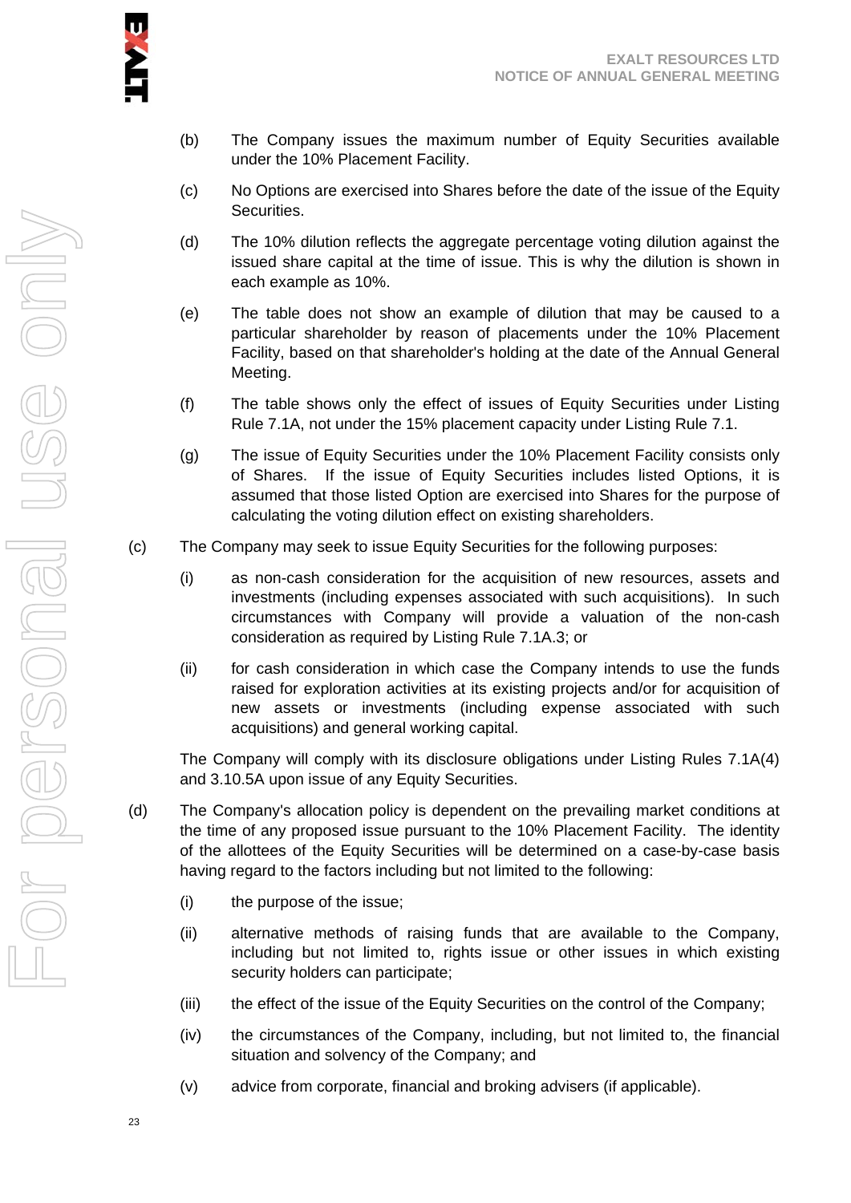(b) The Company issues the maximum number of Equity Securities available under the 10% Placement Facility.

(c) No Options are exercised into Shares before the date of the issue of the Equity Securities.

(d) The 10% dilution reflects the aggregate percentage voting dilution against the issued share capital at the time of issue. This is why the dilution is shown in each example as 10%.

(e) The table does not show an example of dilution that may be caused to a particular shareholder by reason of placements under the 10% Placement Facility, based on that shareholder's holding at the date of the Annual General Meeting.

(f) The table shows only the effect of issues of Equity Securities under Listing Rule 7.1A, not under the 15% placement capacity under Listing Rule 7.1.

(g) The issue of Equity Securities under the 10% Placement Facility consists only of Shares. If the issue of Equity Securities includes listed Options, it is assumed that those listed Option are exercised into Shares for the purpose of calculating the voting dilution effect on existing shareholders.

(c) The Company may seek to issue Equity Securities for the following purposes:

(i) as non-cash consideration for the acquisition of new resources, assets and investments (including expenses associated with such acquisitions). In such circumstances with Company will provide a valuation of the non-cash consideration as required by Listing Rule 7.1A.3; or

(ii) for cash consideration in which case the Company intends to use the funds raised for exploration activities at its existing projects and/or for acquisition of new assets or investments (including expense associated with such acquisitions) and general working capital.

The Company will comply with its disclosure obligations under Listing Rules 7.1A(4) and 3.10.5A upon issue of any Equity Securities.

(d) The Company's allocation policy is dependent on the prevailing market conditions at the time of any proposed issue pursuant to the 10% Placement Facility. The identity of the allottees of the Equity Securities will be determined on a case-by-case basis having regard to the factors including but not limited to the following:

(i) the purpose of the issue;

(ii) alternative methods of raising funds that are available to the Company, including but not limited to, rights issue or other issues in which existing security holders can participate;

(iii) the effect of the issue of the Equity Securities on the control of the Company;

(iv) the circumstances of the Company, including, but not limited to, the financial situation and solvency of the Company; and

(v) advice from corporate, financial and broking advisers (if applicable).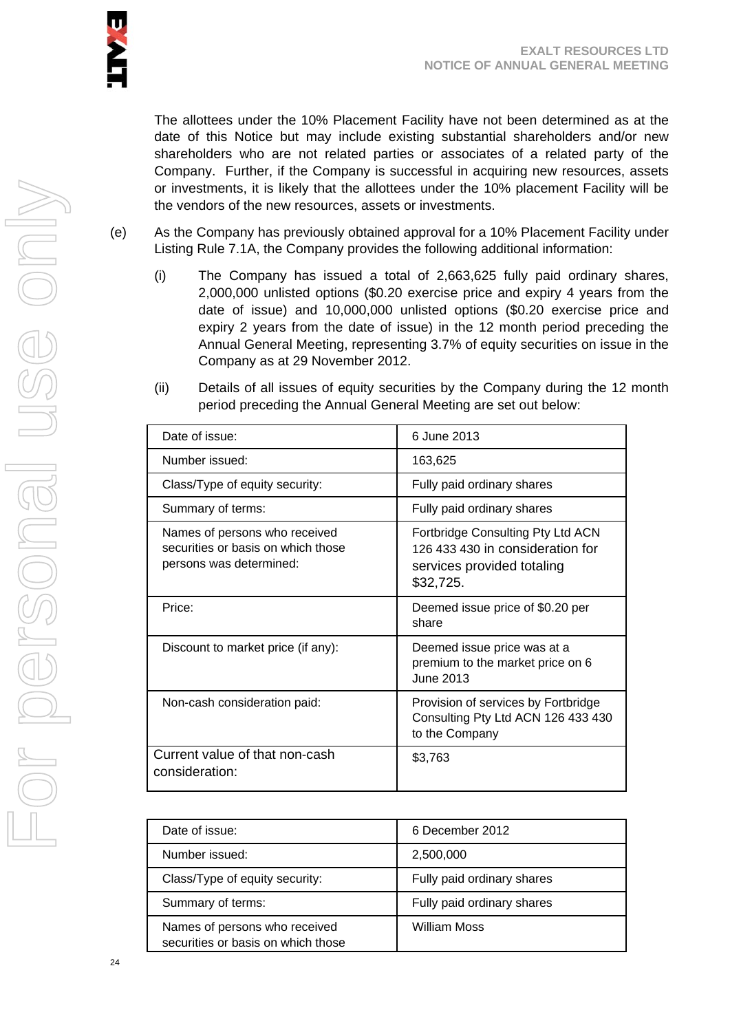The allottees under the 10% Placement Facility have not been determined as at the date of this Notice but may include existing substantial shareholders and/or new shareholders who are not related parties or associates of a related party of the Company. Further, if the Company is successful in acquiring new resources, assets or investments, it is likely that the allottees under the 10% placement Facility will be the vendors of the new resources, assets or investments.

(e) As the Company has previously obtained approval for a 10% Placement Facility under Listing Rule 7.1A, the Company provides the following additional information:

(i) The Company has issued a total of 2,663,625 fully paid ordinary shares, 2,000,000 unlisted options ($0.20 exercise price and expiry 4 years from the date of issue) and 10,000,000 unlisted options ($0.20 exercise price and expiry 2 years from the date of issue) in the 12 month period preceding the Annual General Meeting, representing 3.7% of equity securities on issue in the Company as at 29 November 2012.

(ii) Details of all issues of equity securities by the Company during the 12 month period preceding the Annual General Meeting are set out below:

| Date of issue: | 6 June 2013 |
|---|---|
| Number issued: | 163,625 |
| Class/Type of equity security: | Fully paid ordinary shares |
| Summary of terms: | Fully paid ordinary shares |
| Names of persons who received securities or basis on which those persons was determined: | Fortbridge Consulting Pty Ltd ACN 126 433 430 in consideration for services provided totaling $32,725. |
| Price: | Deemed issue price of $0.20 per share |
| Discount to market price (if any): | Deemed issue price was at a premium to the market price on 6 June 2013 |
| Non-cash consideration paid: | Provision of services by Fortbridge Consulting Pty Ltd ACN 126 433 430 to the Company |
| Current value of that non-cash consideration: | $3,763 |

| Date of issue: | 6 December 2012 |
|---|---|
| Number issued: | 2,500,000 |
| Class/Type of equity security: | Fully paid ordinary shares |
| Summary of terms: | Fully paid ordinary shares |
| Names of persons who received securities or basis on which those | William Moss |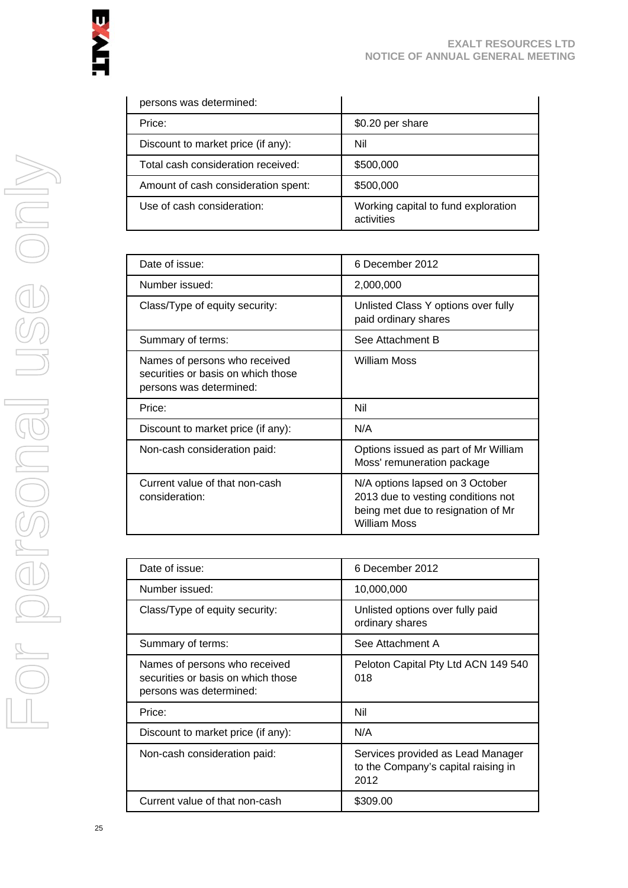| persons was determined: | |
|---|---|
| Price: | $0.20 per share |
| Discount to market price (if any): | Nil |
| Total cash consideration received: | $500,000 |
| Amount of cash consideration spent: | $500,000 |
| Use of cash consideration: | Working capital to fund exploration activities |

| Date of issue: | 6 December 2012 |
|---|---|
| Number issued: | 2,000,000 |
| Class/Type of equity security: | Unlisted Class Y options over fully paid ordinary shares |
| Summary of terms: | See Attachment B |
| Names of persons who received securities or basis on which those persons was determined: | William Moss |
| Price: | Nil |
| Discount to market price (if any): | N/A |
| Non-cash consideration paid: | Options issued as part of Mr William Moss' remuneration package |
| Current value of that non-cash consideration: | N/A options lapsed on 3 October 2013 due to vesting conditions not being met due to resignation of Mr William Moss |

| Date of issue: | 6 December 2012 |
|---|---|
| Number issued: | 10,000,000 |
| Class/Type of equity security: | Unlisted options over fully paid ordinary shares |
| Summary of terms: | See Attachment A |
| Names of persons who received securities or basis on which those persons was determined: | Peloton Capital Pty Ltd ACN 149 540 018 |
| Price: | Nil |
| Discount to market price (if any): | N/A |
| Non-cash consideration paid: | Services provided as Lead Manager to the Company's capital raising in 2012 |
| Current value of that non-cash | $309.00 |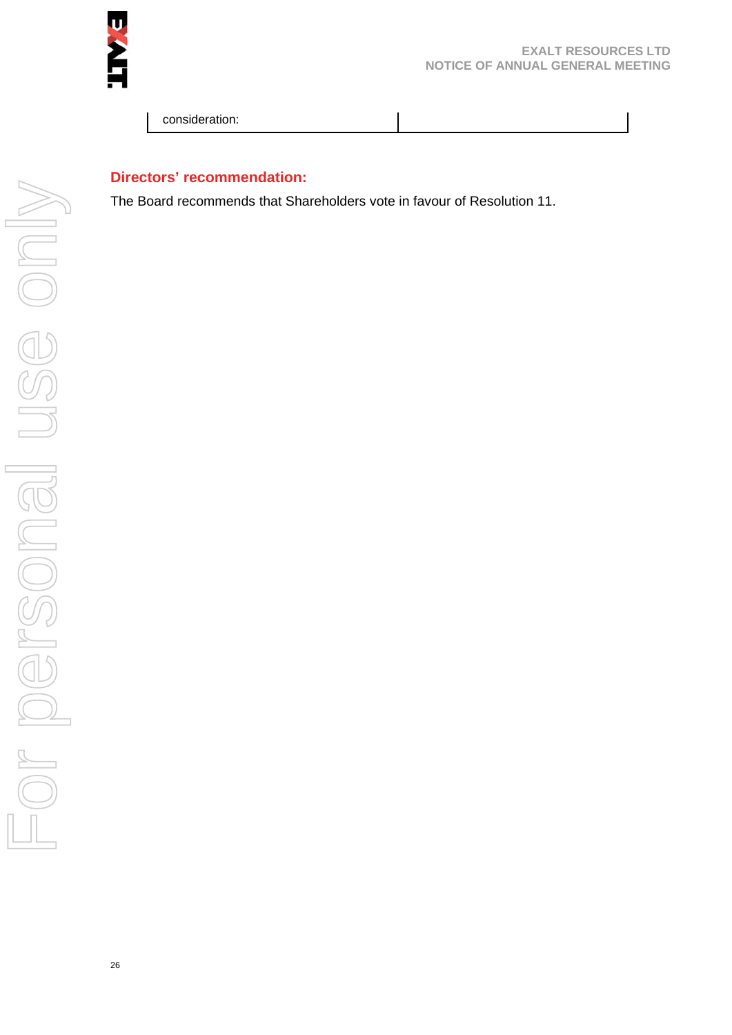| consideration: | |
|---|---|

## Directors' recommendation:

The Board recommends that Shareholders vote in favour of Resolution 11.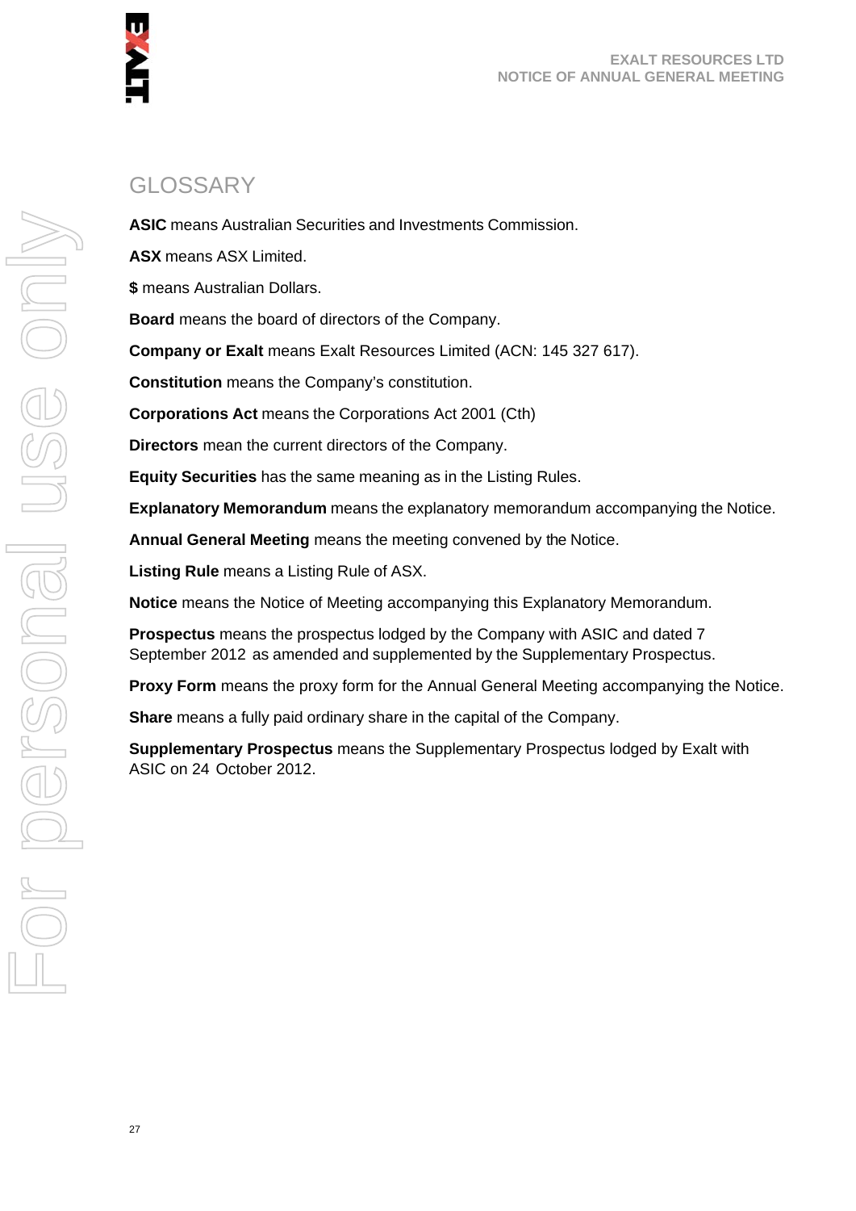## GLOSSARY

**ASIC** means Australian Securities and Investments Commission.

**ASX** means ASX Limited.

**$** means Australian Dollars.

**Board** means the board of directors of the Company.

**Company or Exalt** means Exalt Resources Limited (ACN: 145 327 617).

**Constitution** means the Company's constitution.

**Corporations Act** means the Corporations Act 2001 (Cth)

**Directors** mean the current directors of the Company.

**Equity Securities** has the same meaning as in the Listing Rules.

**Explanatory Memorandum** means the explanatory memorandum accompanying the Notice.

**Annual General Meeting** means the meeting convened by the Notice.

**Listing Rule** means a Listing Rule of ASX.

**Notice** means the Notice of Meeting accompanying this Explanatory Memorandum.

**Prospectus** means the prospectus lodged by the Company with ASIC and dated 7 September 2012 as amended and supplemented by the Supplementary Prospectus.

**Proxy Form** means the proxy form for the Annual General Meeting accompanying the Notice.

**Share** means a fully paid ordinary share in the capital of the Company.

**Supplementary Prospectus** means the Supplementary Prospectus lodged by Exalt with ASIC on 24 October 2012.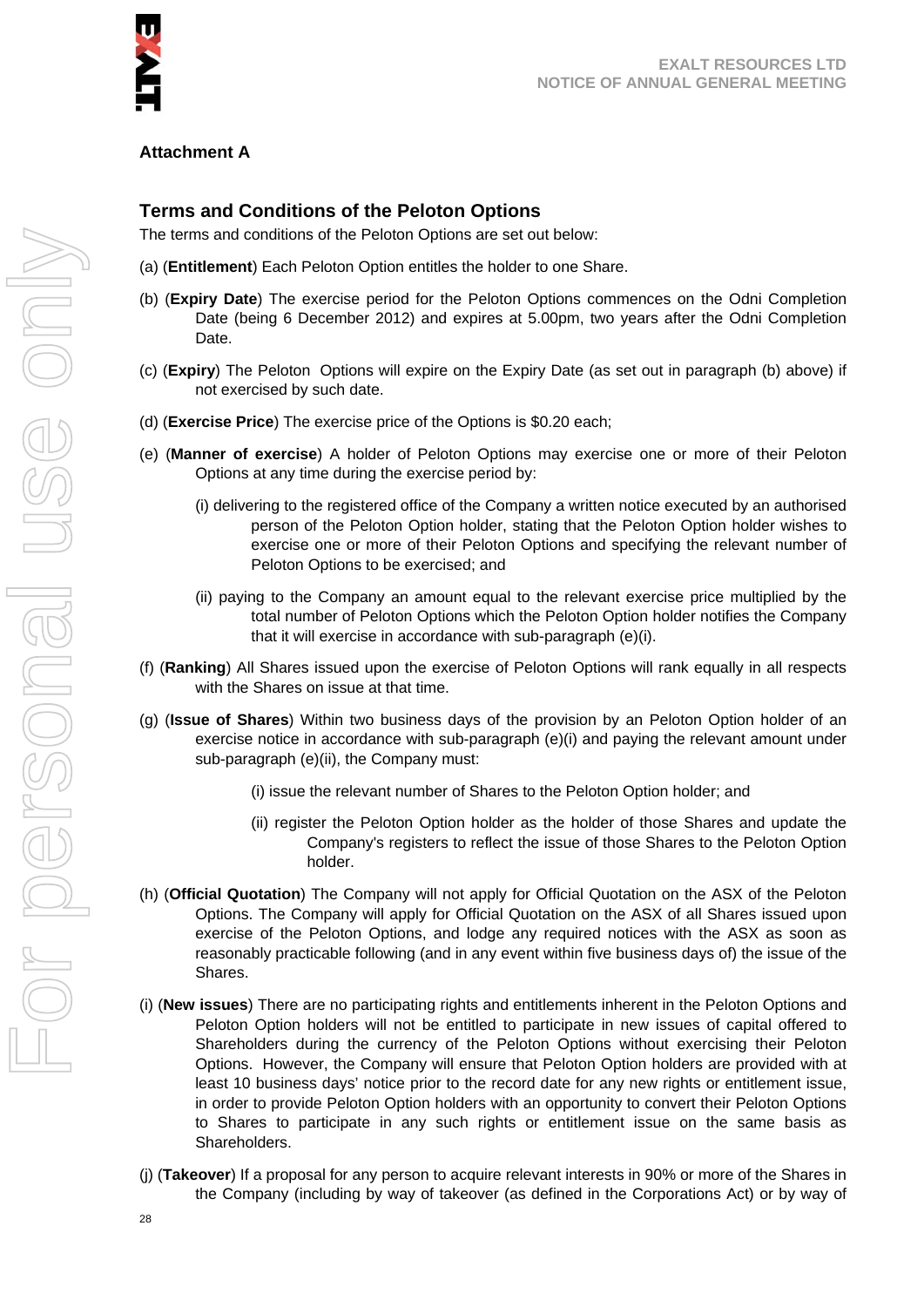## Attachment A

### Terms and Conditions of the Peloton Options

The terms and conditions of the Peloton Options are set out below:

(a) (**Entitlement**) Each Peloton Option entitles the holder to one Share.

(b) (**Expiry Date**) The exercise period for the Peloton Options commences on the Odni Completion Date (being 6 December 2012) and expires at 5.00pm, two years after the Odni Completion Date.

(c) (**Expiry**) The Peloton Options will expire on the Expiry Date (as set out in paragraph (b) above) if not exercised by such date.

(d) (**Exercise Price**) The exercise price of the Options is $0.20 each;

(e) (**Manner of exercise**) A holder of Peloton Options may exercise one or more of their Peloton Options at any time during the exercise period by:

(i) delivering to the registered office of the Company a written notice executed by an authorised person of the Peloton Option holder, stating that the Peloton Option holder wishes to exercise one or more of their Peloton Options and specifying the relevant number of Peloton Options to be exercised; and

(ii) paying to the Company an amount equal to the relevant exercise price multiplied by the total number of Peloton Options which the Peloton Option holder notifies the Company that it will exercise in accordance with sub-paragraph (e)(i).

(f) (**Ranking**) All Shares issued upon the exercise of Peloton Options will rank equally in all respects with the Shares on issue at that time.

(g) (**Issue of Shares**) Within two business days of the provision by an Peloton Option holder of an exercise notice in accordance with sub-paragraph (e)(i) and paying the relevant amount under sub-paragraph (e)(ii), the Company must:

(i) issue the relevant number of Shares to the Peloton Option holder; and

(ii) register the Peloton Option holder as the holder of those Shares and update the Company's registers to reflect the issue of those Shares to the Peloton Option holder.

(h) (**Official Quotation**) The Company will not apply for Official Quotation on the ASX of the Peloton Options. The Company will apply for Official Quotation on the ASX of all Shares issued upon exercise of the Peloton Options, and lodge any required notices with the ASX as soon as reasonably practicable following (and in any event within five business days of) the issue of the Shares.

(i) (**New issues**) There are no participating rights and entitlements inherent in the Peloton Options and Peloton Option holders will not be entitled to participate in new issues of capital offered to Shareholders during the currency of the Peloton Options without exercising their Peloton Options. However, the Company will ensure that Peloton Option holders are provided with at least 10 business days' notice prior to the record date for any new rights or entitlement issue, in order to provide Peloton Option holders with an opportunity to convert their Peloton Options to Shares to participate in any such rights or entitlement issue on the same basis as Shareholders.

(j) (**Takeover**) If a proposal for any person to acquire relevant interests in 90% or more of the Shares in the Company (including by way of takeover (as defined in the Corporations Act) or by way of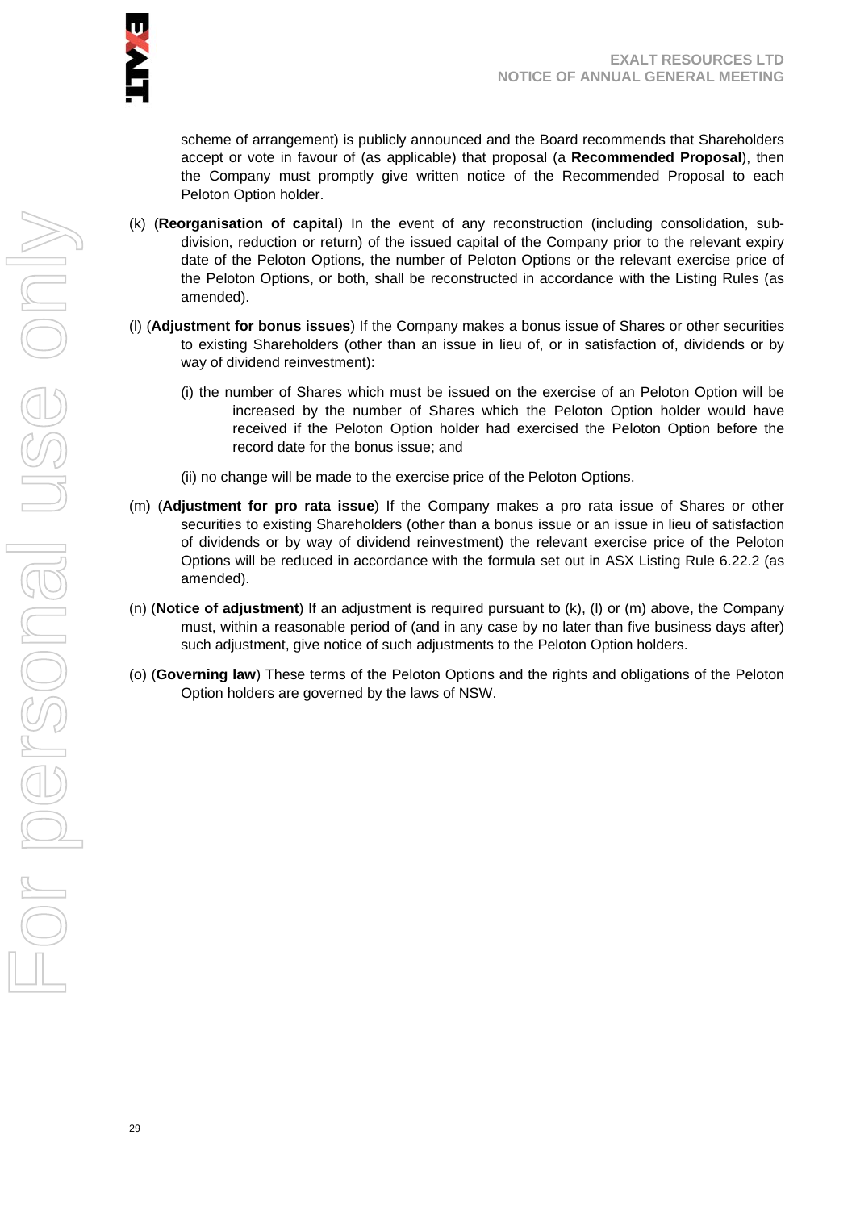scheme of arrangement) is publicly announced and the Board recommends that Shareholders accept or vote in favour of (as applicable) that proposal (a **Recommended Proposal**), then the Company must promptly give written notice of the Recommended Proposal to each Peloton Option holder.

(k) (**Reorganisation of capital**) In the event of any reconstruction (including consolidation, sub-division, reduction or return) of the issued capital of the Company prior to the relevant expiry date of the Peloton Options, the number of Peloton Options or the relevant exercise price of the Peloton Options, or both, shall be reconstructed in accordance with the Listing Rules (as amended).

(l) (**Adjustment for bonus issues**) If the Company makes a bonus issue of Shares or other securities to existing Shareholders (other than an issue in lieu of, or in satisfaction of, dividends or by way of dividend reinvestment):

(i) the number of Shares which must be issued on the exercise of an Peloton Option will be increased by the number of Shares which the Peloton Option holder would have received if the Peloton Option holder had exercised the Peloton Option before the record date for the bonus issue; and

(ii) no change will be made to the exercise price of the Peloton Options.

(m) (**Adjustment for pro rata issue**) If the Company makes a pro rata issue of Shares or other securities to existing Shareholders (other than a bonus issue or an issue in lieu of satisfaction of dividends or by way of dividend reinvestment) the relevant exercise price of the Peloton Options will be reduced in accordance with the formula set out in ASX Listing Rule 6.22.2 (as amended).

(n) (**Notice of adjustment**) If an adjustment is required pursuant to (k), (l) or (m) above, the Company must, within a reasonable period of (and in any case by no later than five business days after) such adjustment, give notice of such adjustments to the Peloton Option holders.

(o) (**Governing law**) These terms of the Peloton Options and the rights and obligations of the Peloton Option holders are governed by the laws of NSW.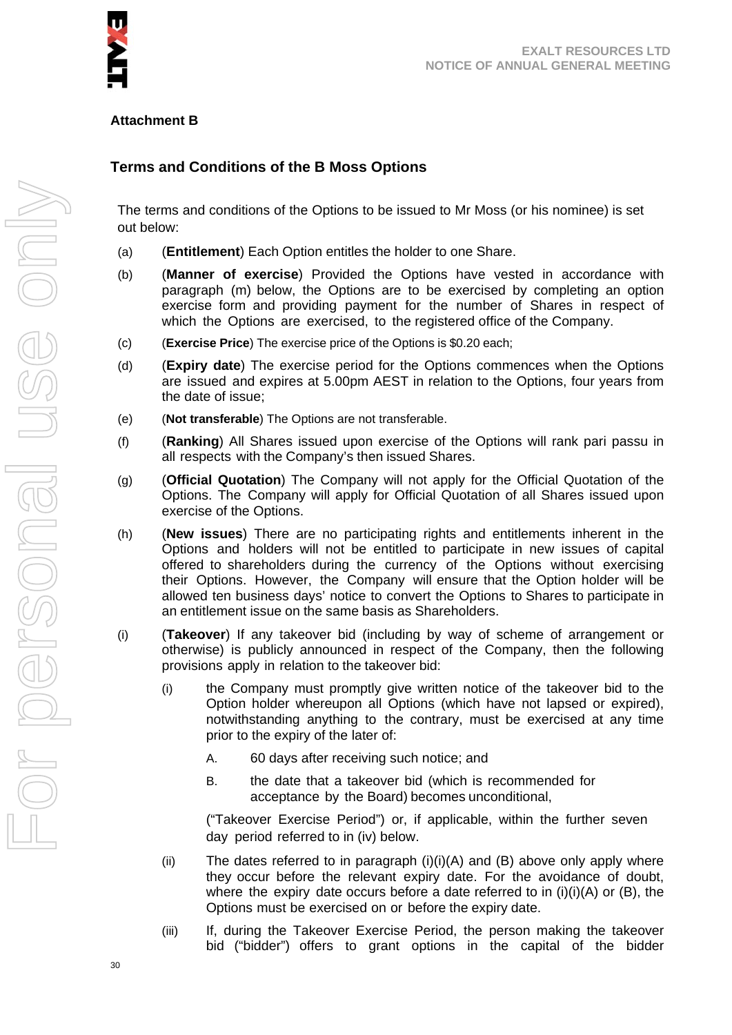**Attachment B**

## Terms and Conditions of the B Moss Options

The terms and conditions of the Options to be issued to Mr Moss (or his nominee) is set out below:

(a) (**Entitlement**) Each Option entitles the holder to one Share.

(b) (**Manner of exercise**) Provided the Options have vested in accordance with paragraph (m) below, the Options are to be exercised by completing an option exercise form and providing payment for the number of Shares in respect of which the Options are exercised, to the registered office of the Company.

(c) (**Exercise Price**) The exercise price of the Options is $0.20 each;

(d) (**Expiry date**) The exercise period for the Options commences when the Options are issued and expires at 5.00pm AEST in relation to the Options, four years from the date of issue;

(e) (**Not transferable**) The Options are not transferable.

(f) (**Ranking**) All Shares issued upon exercise of the Options will rank pari passu in all respects with the Company's then issued Shares.

(g) (**Official Quotation**) The Company will not apply for the Official Quotation of the Options. The Company will apply for Official Quotation of all Shares issued upon exercise of the Options.

(h) (**New issues**) There are no participating rights and entitlements inherent in the Options and holders will not be entitled to participate in new issues of capital offered to shareholders during the currency of the Options without exercising their Options. However, the Company will ensure that the Option holder will be allowed ten business days' notice to convert the Options to Shares to participate in an entitlement issue on the same basis as Shareholders.

(i) (**Takeover**) If any takeover bid (including by way of scheme of arrangement or otherwise) is publicly announced in respect of the Company, then the following provisions apply in relation to the takeover bid:

  (i) the Company must promptly give written notice of the takeover bid to the Option holder whereupon all Options (which have not lapsed or expired), notwithstanding anything to the contrary, must be exercised at any time prior to the expiry of the later of:

    A. 60 days after receiving such notice; and

    B. the date that a takeover bid (which is recommended for acceptance by the Board) becomes unconditional,

  ("Takeover Exercise Period") or, if applicable, within the further seven day period referred to in (iv) below.

  (ii) The dates referred to in paragraph (i)(i)(A) and (B) above only apply where they occur before the relevant expiry date. For the avoidance of doubt, where the expiry date occurs before a date referred to in (i)(i)(A) or (B), the Options must be exercised on or before the expiry date.

  (iii) If, during the Takeover Exercise Period, the person making the takeover bid ("bidder") offers to grant options in the capital of the bidder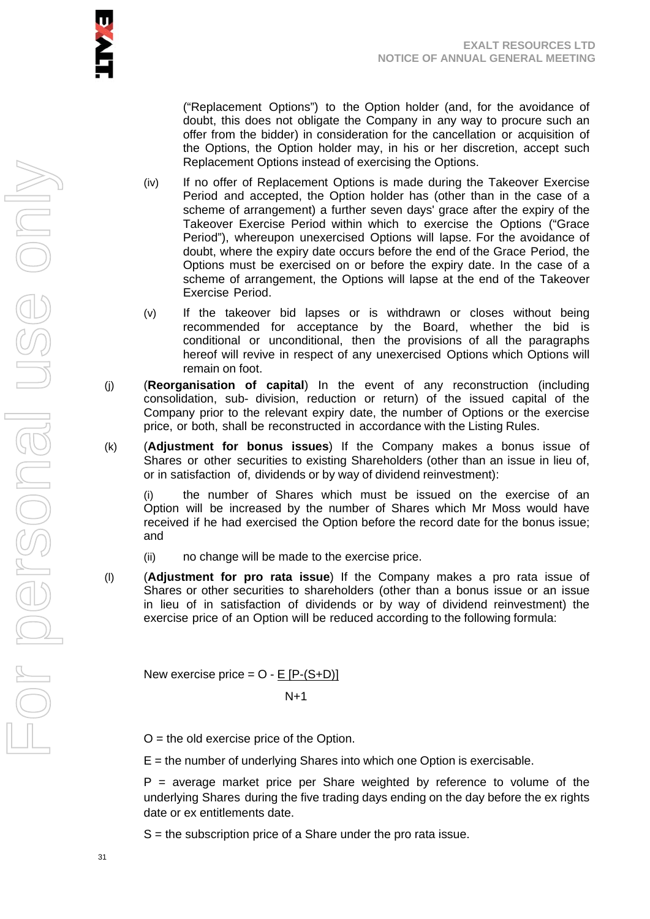("Replacement Options") to the Option holder (and, for the avoidance of doubt, this does not obligate the Company in any way to procure such an offer from the bidder) in consideration for the cancellation or acquisition of the Options, the Option holder may, in his or her discretion, accept such Replacement Options instead of exercising the Options.

(iv) If no offer of Replacement Options is made during the Takeover Exercise Period and accepted, the Option holder has (other than in the case of a scheme of arrangement) a further seven days' grace after the expiry of the Takeover Exercise Period within which to exercise the Options ("Grace Period"), whereupon unexercised Options will lapse. For the avoidance of doubt, where the expiry date occurs before the end of the Grace Period, the Options must be exercised on or before the expiry date. In the case of a scheme of arrangement, the Options will lapse at the end of the Takeover Exercise Period.

(v) If the takeover bid lapses or is withdrawn or closes without being recommended for acceptance by the Board, whether the bid is conditional or unconditional, then the provisions of all the paragraphs hereof will revive in respect of any unexercised Options which Options will remain on foot.

(j) (**Reorganisation of capital**) In the event of any reconstruction (including consolidation, sub- division, reduction or return) of the issued capital of the Company prior to the relevant expiry date, the number of Options or the exercise price, or both, shall be reconstructed in accordance with the Listing Rules.

(k) (**Adjustment for bonus issues**) If the Company makes a bonus issue of Shares or other securities to existing Shareholders (other than an issue in lieu of, or in satisfaction of, dividends or by way of dividend reinvestment):

(i) the number of Shares which must be issued on the exercise of an Option will be increased by the number of Shares which Mr Moss would have received if he had exercised the Option before the record date for the bonus issue; and

(ii) no change will be made to the exercise price.

(l) (**Adjustment for pro rata issue**) If the Company makes a pro rata issue of Shares or other securities to shareholders (other than a bonus issue or an issue in lieu of in satisfaction of dividends or by way of dividend reinvestment) the exercise price of an Option will be reduced according to the following formula:

$$\text{New exercise price} = O - \frac{E\,[P-(S+D)]}{N+1}$$

O = the old exercise price of the Option.

E = the number of underlying Shares into which one Option is exercisable.

P = average market price per Share weighted by reference to volume of the underlying Shares during the five trading days ending on the day before the ex rights date or ex entitlements date.

S = the subscription price of a Share under the pro rata issue.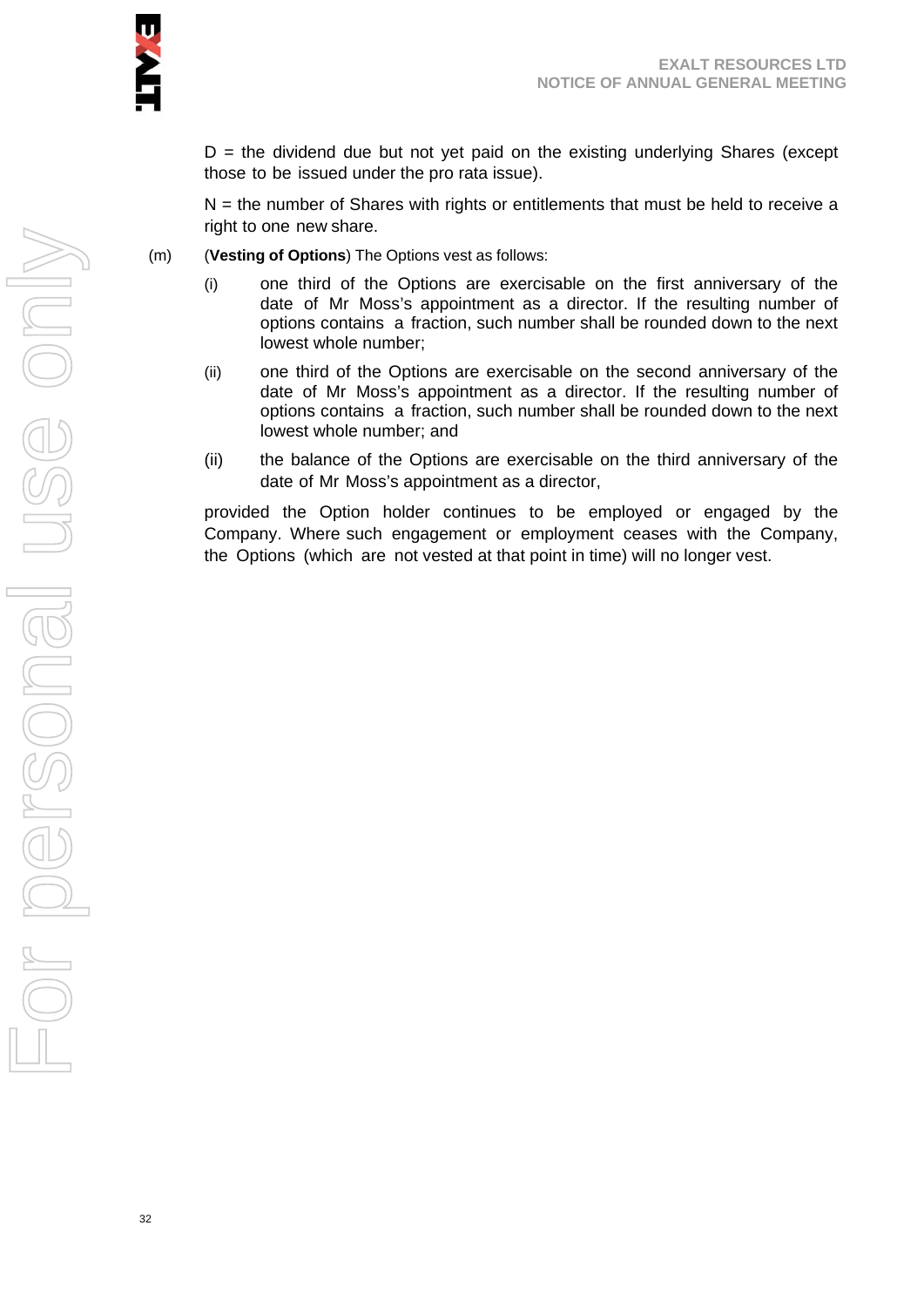D = the dividend due but not yet paid on the existing underlying Shares (except those to be issued under the pro rata issue).

N = the number of Shares with rights or entitlements that must be held to receive a right to one new share.

(m) (**Vesting of Options**) The Options vest as follows:

(i) one third of the Options are exercisable on the first anniversary of the date of Mr Moss's appointment as a director. If the resulting number of options contains a fraction, such number shall be rounded down to the next lowest whole number;

(ii) one third of the Options are exercisable on the second anniversary of the date of Mr Moss's appointment as a director. If the resulting number of options contains a fraction, such number shall be rounded down to the next lowest whole number; and

(ii) the balance of the Options are exercisable on the third anniversary of the date of Mr Moss's appointment as a director,

provided the Option holder continues to be employed or engaged by the Company. Where such engagement or employment ceases with the Company, the Options (which are not vested at that point in time) will no longer vest.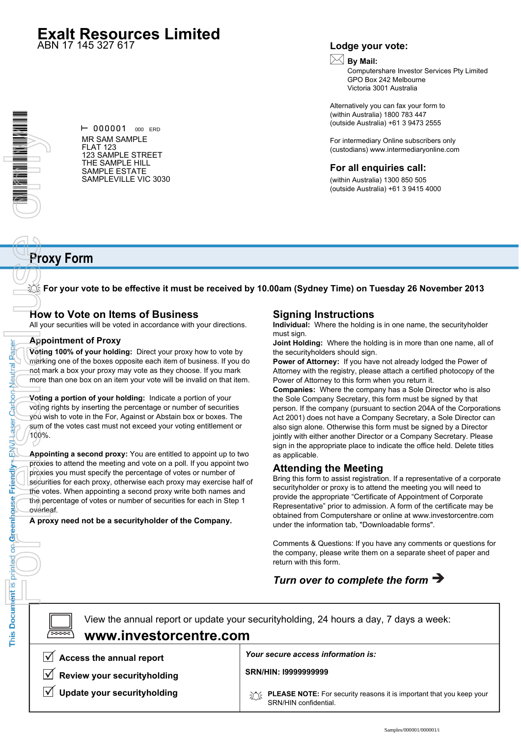# Exalt Resources Limited

ABN 17 145 327 617

⊢ 000001 000 ERD

MR SAM SAMPLE
FLAT 123
123 SAMPLE STREET
THE SAMPLE HILL
SAMPLE ESTATE
SAMPLEVILLE VIC 3030

## Lodge your vote:

**By Mail:**
Computershare Investor Services Pty Limited
GPO Box 242 Melbourne
Victoria 3001 Australia

Alternatively you can fax your form to
(within Australia) 1800 783 447
(outside Australia) +61 3 9473 2555

For intermediary Online subscribers only
(custodians) www.intermediaryonline.com

## For all enquiries call:

(within Australia) 1300 850 505
(outside Australia) +61 3 9415 4000

# Proxy Form

**For your vote to be effective it must be received by 10.00am (Sydney Time) on Tuesday 26 November 2013**

## How to Vote on Items of Business

All your securities will be voted in accordance with your directions.

### Appointment of Proxy

**Voting 100% of your holding:** Direct your proxy how to vote by marking one of the boxes opposite each item of business. If you do not mark a box your proxy may vote as they choose. If you mark more than one box on an item your vote will be invalid on that item.

**Voting a portion of your holding:** Indicate a portion of your voting rights by inserting the percentage or number of securities you wish to vote in the For, Against or Abstain box or boxes. The sum of the votes cast must not exceed your voting entitlement or 100%.

**Appointing a second proxy:** You are entitled to appoint up to two proxies to attend the meeting and vote on a poll. If you appoint two proxies you must specify the percentage of votes or number of securities for each proxy, otherwise each proxy may exercise half of the votes. When appointing a second proxy write both names and the percentage of votes or number of securities for each in Step 1 overleaf.

**A proxy need not be a securityholder of the Company.**

## Signing Instructions

**Individual:** Where the holding is in one name, the securityholder must sign.

**Joint Holding:** Where the holding is in more than one name, all of the securityholders should sign.

**Power of Attorney:** If you have not already lodged the Power of Attorney with the registry, please attach a certified photocopy of the Power of Attorney to this form when you return it.

**Companies:** Where the company has a Sole Director who is also the Sole Company Secretary, this form must be signed by that person. If the company (pursuant to section 204A of the Corporations Act 2001) does not have a Company Secretary, a Sole Director can also sign alone. Otherwise this form must be signed by a Director jointly with either another Director or a Company Secretary. Please sign in the appropriate place to indicate the office held. Delete titles as applicable.

## Attending the Meeting

Bring this form to assist registration. If a representative of a corporate securityholder or proxy is to attend the meeting you will need to provide the appropriate "Certificate of Appointment of Corporate Representative" prior to admission. A form of the certificate may be obtained from Computershare or online at www.investorcentre.com under the information tab, "Downloadable forms".

Comments & Questions: If you have any comments or questions for the company, please write them on a separate sheet of paper and return with this form.

***Turn over to complete the form →***

View the annual report or update your securityholding, 24 hours a day, 7 days a week:

**www.investorcentre.com**

- ☑ **Access the annual report**
- ☑ **Review your securityholding**
- ☑ **Update your securityholding**

***Your secure access information is:***

**SRN/HIN: I9999999999**

**PLEASE NOTE:** For security reasons it is important that you keep your SRN/HIN confidential.

For personal use only

This Document is printed on Greenhouse Friendly™ ENVI Laser Carbon Neutral Paper

Samples/000001/000001/i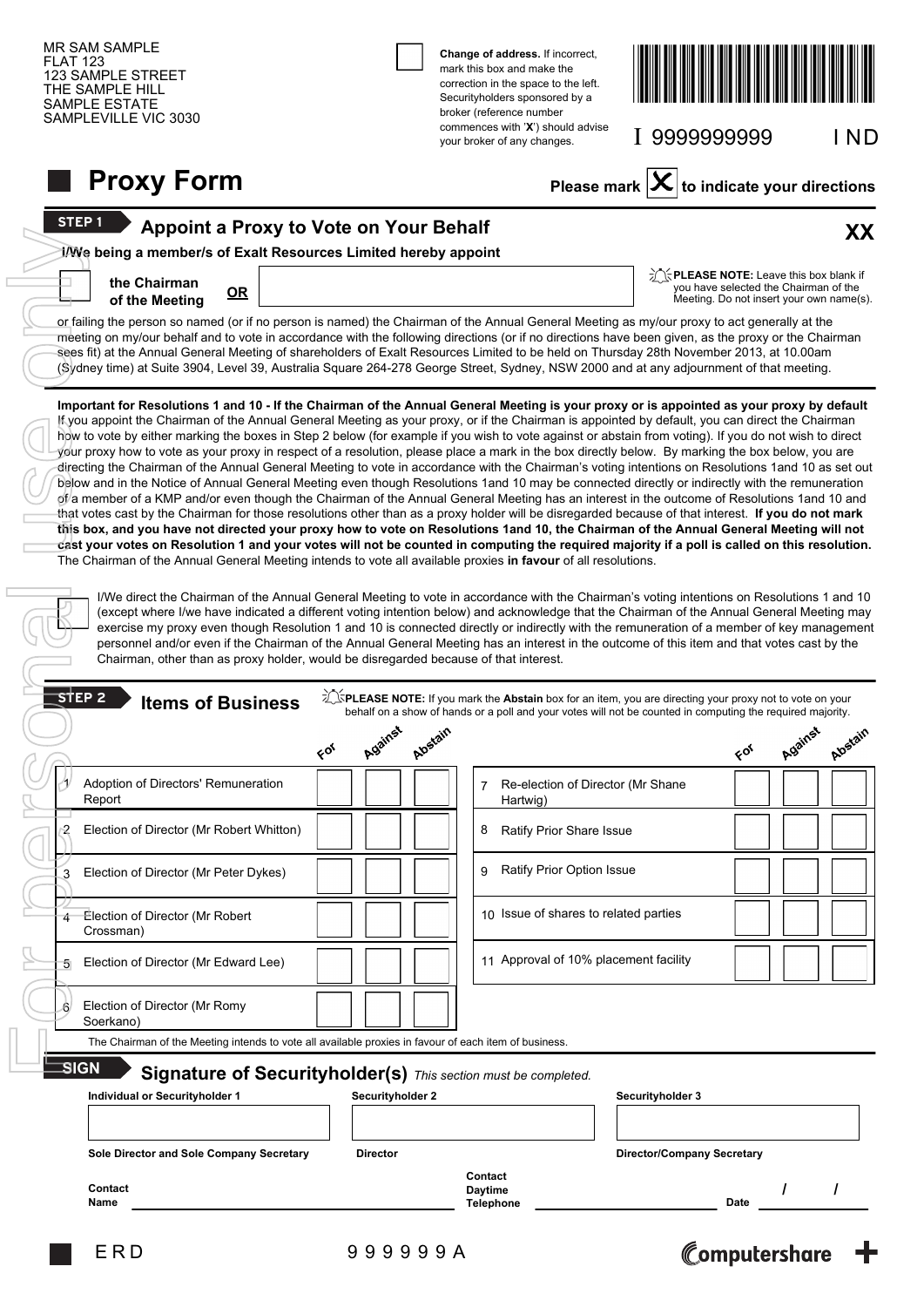MR SAM SAMPLE
FLAT 123
123 SAMPLE STREET
THE SAMPLE HILL
SAMPLE ESTATE
SAMPLEVILLE VIC 3030

☐ **Change of address.** If incorrect, mark this box and make the correction in the space to the left. Securityholders sponsored by a broker (reference number commences with '**X**') should advise your broker of any changes.

I 9999999999 IND

# Proxy Form

**Please mark ☒ to indicate your directions**

## STEP 1 Appoint a Proxy to Vote on Your Behalf

**XX**

**I/We being a member/s of Exalt Resources Limited hereby appoint**

☐ **the Chairman of the Meeting** **OR** ______________________

**PLEASE NOTE:** Leave this box blank if you have selected the Chairman of the Meeting. Do not insert your own name(s).

or failing the person so named (or if no person is named) the Chairman of the Annual General Meeting as my/our proxy to act generally at the meeting on my/our behalf and to vote in accordance with the following directions (or if no directions have been given, as the proxy or the Chairman sees fit) at the Annual General Meeting of shareholders of Exalt Resources Limited to be held on Thursday 28th November 2013, at 10.00am (Sydney time) at Suite 3904, Level 39, Australia Square 264-278 George Street, Sydney, NSW 2000 and at any adjournment of that meeting.

**Important for Resolutions 1 and 10 - If the Chairman of the Annual General Meeting is your proxy or is appointed as your proxy by default**
If you appoint the Chairman of the Annual General Meeting as your proxy, or if the Chairman is appointed by default, you can direct the Chairman how to vote by either marking the boxes in Step 2 below (for example if you wish to vote against or abstain from voting). If you do not wish to direct your proxy how to vote as your proxy in respect of a resolution, please place a mark in the box directly below. By marking the box below, you are directing the Chairman of the Annual General Meeting to vote in accordance with the Chairman's voting intentions on Resolutions 1and 10 as set out below and in the Notice of Annual General Meeting even though Resolutions 1and 10 may be connected directly or indirectly with the remuneration of a member of a KMP and/or even though the Chairman of the Annual General Meeting has an interest in the outcome of Resolutions 1and 10 and that votes cast by the Chairman for those resolutions other than as a proxy holder will be disregarded because of that interest. **If you do not mark this box, and you have not directed your proxy how to vote on Resolutions 1and 10, the Chairman of the Annual General Meeting will not cast your votes on Resolution 1 and your votes will not be counted in computing the required majority if a poll is called on this resolution.** The Chairman of the Annual General Meeting intends to vote all available proxies **in favour** of all resolutions.

☐ I/We direct the Chairman of the Annual General Meeting to vote in accordance with the Chairman's voting intentions on Resolutions 1 and 10 (except where I/we have indicated a different voting intention below) and acknowledge that the Chairman of the Annual General Meeting may exercise my proxy even though Resolution 1 and 10 is connected directly or indirectly with the remuneration of a member of key management personnel and/or even if the Chairman of the Annual General Meeting has an interest in the outcome of this item and that votes cast by the Chairman, other than as proxy holder, would be disregarded because of that interest.

## STEP 2 Items of Business

**PLEASE NOTE:** If you mark the **Abstain** box for an item, you are directing your proxy not to vote on your behalf on a show of hands or a poll and your votes will not be counted in computing the required majority.

| | Item | For | Against | Abstain |
|---|---|---|---|---|
| 1 | Adoption of Directors' Remuneration Report | ☐ | ☐ | ☐ |
| 2 | Election of Director (Mr Robert Whitton) | ☐ | ☐ | ☐ |
| 3 | Election of Director (Mr Peter Dykes) | ☐ | ☐ | ☐ |
| 4 | Election of Director (Mr Robert Crossman) | ☐ | ☐ | ☐ |
| 5 | Election of Director (Mr Edward Lee) | ☐ | ☐ | ☐ |
| 6 | Election of Director (Mr Romy Soerkano) | ☐ | ☐ | ☐ |
| 7 | Re-election of Director (Mr Shane Hartwig) | ☐ | ☐ | ☐ |
| 8 | Ratify Prior Share Issue | ☐ | ☐ | ☐ |
| 9 | Ratify Prior Option Issue | ☐ | ☐ | ☐ |
| 10 | Issue of shares to related parties | ☐ | ☐ | ☐ |
| 11 | Approval of 10% placement facility | ☐ | ☐ | ☐ |

The Chairman of the Meeting intends to vote all available proxies in favour of each item of business.

## SIGN Signature of Securityholder(s) *This section must be completed.*

| Individual or Securityholder 1 | Securityholder 2 | Securityholder 3 |
|---|---|---|
| | | |
| Sole Director and Sole Company Secretary | Director | Director/Company Secretary |

Contact Name ______________________ Contact Daytime Telephone ______________________ Date ____ / ____ /

ERD 999999A

Computershare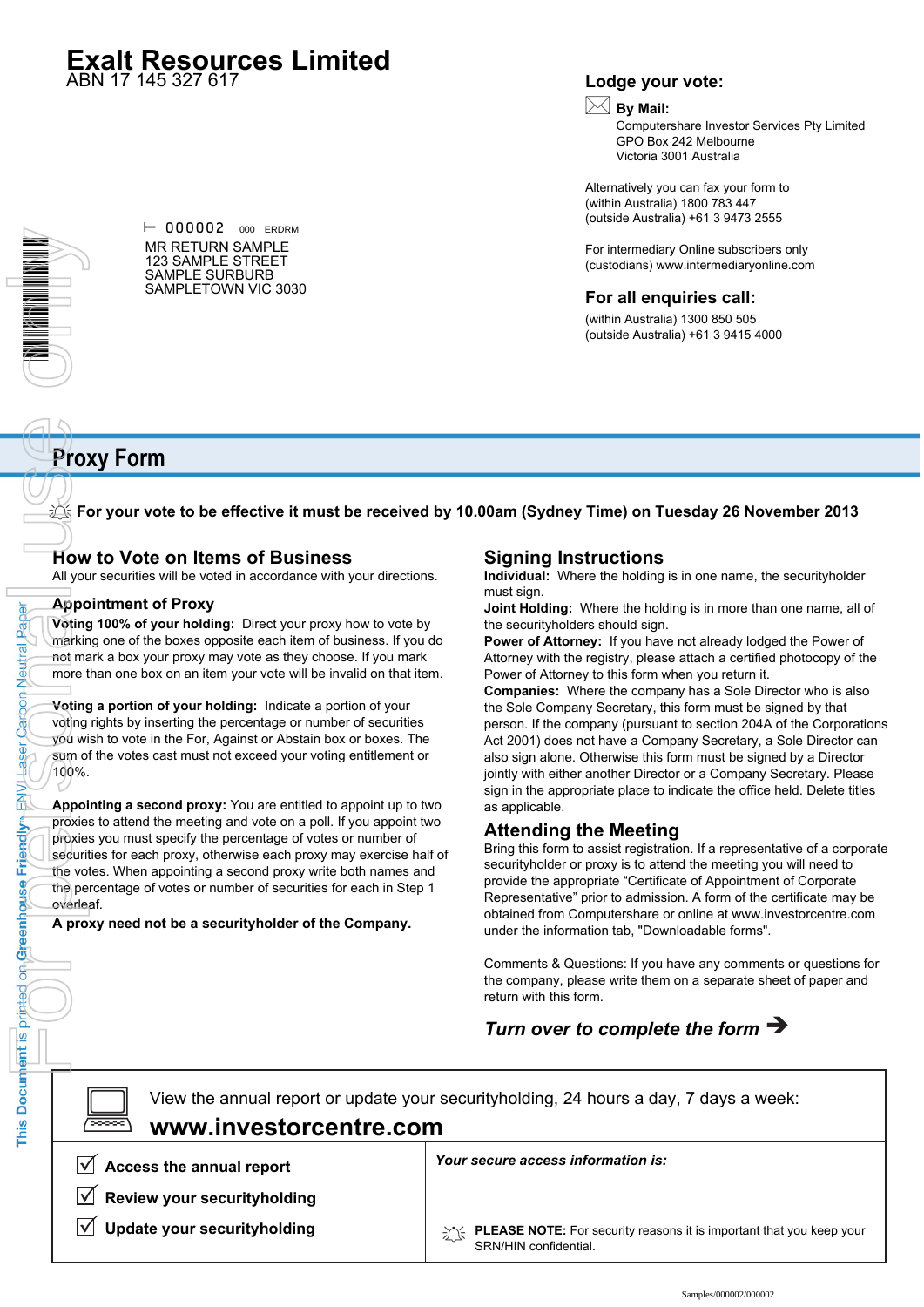# Exalt Resources Limited

ABN 17 145 327 617

000002 000 ERDRM

MR RETURN SAMPLE
123 SAMPLE STREET
SAMPLE SURBURB
SAMPLETOWN VIC 3030

## Lodge your vote:

**By Mail:**
Computershare Investor Services Pty Limited
GPO Box 242 Melbourne
Victoria 3001 Australia

Alternatively you can fax your form to
(within Australia) 1800 783 447
(outside Australia) +61 3 9473 2555

For intermediary Online subscribers only
(custodians) www.intermediaryonline.com

## For all enquiries call:

(within Australia) 1300 850 505
(outside Australia) +61 3 9415 4000

# Proxy Form

**For your vote to be effective it must be received by 10.00am (Sydney Time) on Tuesday 26 November 2013**

## How to Vote on Items of Business

All your securities will be voted in accordance with your directions.

### Appointment of Proxy

**Voting 100% of your holding:** Direct your proxy how to vote by marking one of the boxes opposite each item of business. If you do not mark a box your proxy may vote as they choose. If you mark more than one box on an item your vote will be invalid on that item.

**Voting a portion of your holding:** Indicate a portion of your voting rights by inserting the percentage or number of securities you wish to vote in the For, Against or Abstain box or boxes. The sum of the votes cast must not exceed your voting entitlement or 100%.

**Appointing a second proxy:** You are entitled to appoint up to two proxies to attend the meeting and vote on a poll. If you appoint two proxies you must specify the percentage of votes or number of securities for each proxy, otherwise each proxy may exercise half of the votes. When appointing a second proxy write both names and the percentage of votes or number of securities for each in Step 1 overleaf.

**A proxy need not be a securityholder of the Company.**

## Signing Instructions

**Individual:** Where the holding is in one name, the securityholder must sign.

**Joint Holding:** Where the holding is in more than one name, all of the securityholders should sign.

**Power of Attorney:** If you have not already lodged the Power of Attorney with the registry, please attach a certified photocopy of the Power of Attorney to this form when you return it.

**Companies:** Where the company has a Sole Director who is also the Sole Company Secretary, this form must be signed by that person. If the company (pursuant to section 204A of the Corporations Act 2001) does not have a Company Secretary, a Sole Director can also sign alone. Otherwise this form must be signed by a Director jointly with either another Director or a Company Secretary. Please sign in the appropriate place to indicate the office held. Delete titles as applicable.

## Attending the Meeting

Bring this form to assist registration. If a representative of a corporate securityholder or proxy is to attend the meeting you will need to provide the appropriate "Certificate of Appointment of Corporate Representative" prior to admission. A form of the certificate may be obtained from Computershare or online at www.investorcentre.com under the information tab, "Downloadable forms".

Comments & Questions: If you have any comments or questions for the company, please write them on a separate sheet of paper and return with this form.

***Turn over to complete the form →***

View the annual report or update your securityholding, 24 hours a day, 7 days a week:

**www.investorcentre.com**

- ☑ **Access the annual report**
- ☑ **Review your securityholding**
- ☑ **Update your securityholding**

***Your secure access information is:***

**PLEASE NOTE:** For security reasons it is important that you keep your SRN/HIN confidential.

This Document is printed on Greenhouse Friendly™ ENVI Laser Carbon Neutral Paper

For personal use only

Samples/000002/000002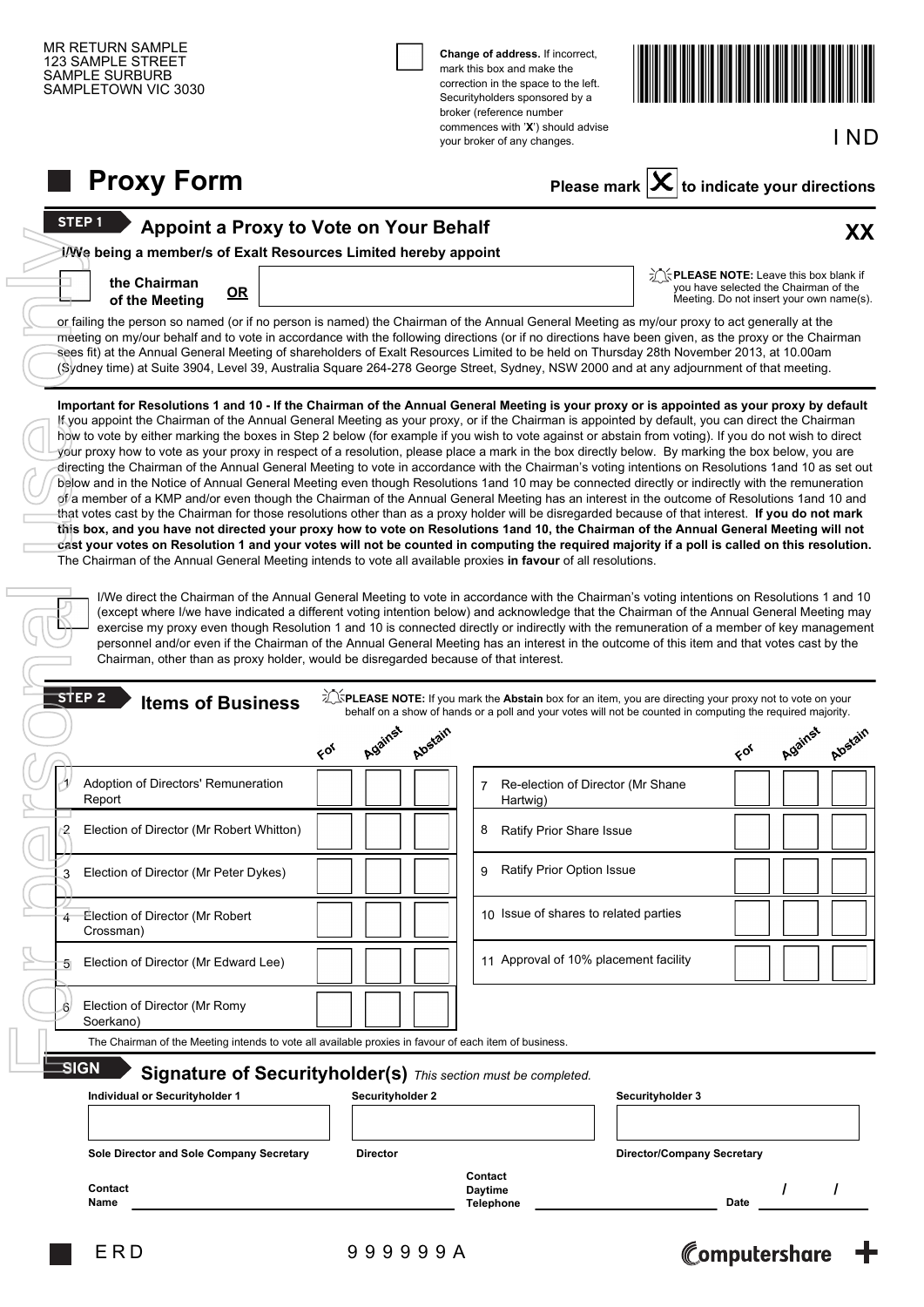MR RETURN SAMPLE
123 SAMPLE STREET
SAMPLE SURBURB
SAMPLETOWN VIC 3030

☐ **Change of address.** If incorrect, mark this box and make the correction in the space to the left. Securityholders sponsored by a broker (reference number commences with '**X**') should advise your broker of any changes.

I ND

# Proxy Form

**Please mark ☒ to indicate your directions**

## STEP 1 Appointment a Proxy to Vote on Your Behalf

**XX**

**I/We being a member/s of Exalt Resources Limited hereby appoint**

☐ **the Chairman of the Meeting** **OR** ____________________

**PLEASE NOTE:** Leave this box blank if you have selected the Chairman of the Meeting. Do not insert your own name(s).

or failing the person so named (or if no person is named) the Chairman of the Annual General Meeting as my/our proxy to act generally at the meeting on my/our behalf and to vote in accordance with the following directions (or if no directions have been given, as the proxy or the Chairman sees fit) at the Annual General Meeting of shareholders of Exalt Resources Limited to be held on Thursday 28th November 2013, at 10.00am (Sydney time) at Suite 3904, Level 39, Australia Square 264-278 George Street, Sydney, NSW 2000 and at any adjournment of that meeting.

**Important for Resolutions 1 and 10 - If the Chairman of the Annual General Meeting is your proxy or is appointed as your proxy by default**
If you appoint the Chairman of the Annual General Meeting as your proxy, or if the Chairman is appointed by default, you can direct the Chairman how to vote by either marking the boxes in Step 2 below (for example if you wish to vote against or abstain from voting). If you do not wish to direct your proxy how to vote as your proxy in respect of a resolution, please place a mark in the box directly below. By marking the box below, you are directing the Chairman of the Annual General Meeting to vote in accordance with the Chairman's voting intentions on Resolutions 1and 10 as set out below and in the Notice of Annual General Meeting even though Resolutions 1and 10 may be connected directly or indirectly with the remuneration of a member of a KMP and/or even though the Chairman of the Annual General Meeting has an interest in the outcome of Resolutions 1and 10 and that votes cast by the Chairman for those resolutions other than as a proxy holder will be disregarded because of that interest. **If you do not mark this box, and you have not directed your proxy how to vote on Resolutions 1and 10, the Chairman of the Annual General Meeting will not cast your votes on Resolution 1 and your votes will not be counted in computing the required majority if a poll is called on this resolution.** The Chairman of the Annual General Meeting intends to vote all available proxies **in favour** of all resolutions.

☐ I/We direct the Chairman of the Annual General Meeting to vote in accordance with the Chairman's voting intentions on Resolutions 1 and 10 (except where I/we have indicated a different voting intention below) and acknowledge that the Chairman of the Annual General Meeting may exercise my proxy even though Resolution 1 and 10 is connected directly or indirectly with the remuneration of a member of key management personnel and/or even if the Chairman of the Annual General Meeting has an interest in the outcome of this item and that votes cast by the Chairman, other than as proxy holder, would be disregarded because of that interest.

## STEP 2 Items of Business

**PLEASE NOTE:** If you mark the **Abstain** box for an item, you are directing your proxy not to vote on your behalf on a show of hands or a poll and your votes will not be counted in computing the required majority.

| | Item | For | Against | Abstain |
|---|---|---|---|---|
| 1 | Adoption of Directors' Remuneration Report | ☐ | ☐ | ☐ |
| 2 | Election of Director (Mr Robert Whitton) | ☐ | ☐ | ☐ |
| 3 | Election of Director (Mr Peter Dykes) | ☐ | ☐ | ☐ |
| 4 | Election of Director (Mr Robert Crossman) | ☐ | ☐ | ☐ |
| 5 | Election of Director (Mr Edward Lee) | ☐ | ☐ | ☐ |
| 6 | Election of Director (Mr Romy Soerkano) | ☐ | ☐ | ☐ |
| 7 | Re-election of Director (Mr Shane Hartwig) | ☐ | ☐ | ☐ |
| 8 | Ratify Prior Share Issue | ☐ | ☐ | ☐ |
| 9 | Ratify Prior Option Issue | ☐ | ☐ | ☐ |
| 10 | Issue of shares to related parties | ☐ | ☐ | ☐ |
| 11 | Approval of 10% placement facility | ☐ | ☐ | ☐ |

The Chairman of the Meeting intends to vote all available proxies in favour of each item of business.

## SIGN Signature of Securityholder(s) *This section must be completed.*

| Individual or Securityholder 1 | Securityholder 2 | Securityholder 3 |
|---|---|---|
| | | |
| Sole Director and Sole Company Secretary | Director | Director/Company Secretary |

Contact Name ____________________ Contact Daytime Telephone ____________________ Date ___ / ___ / ___

ERD 999999A

Computershare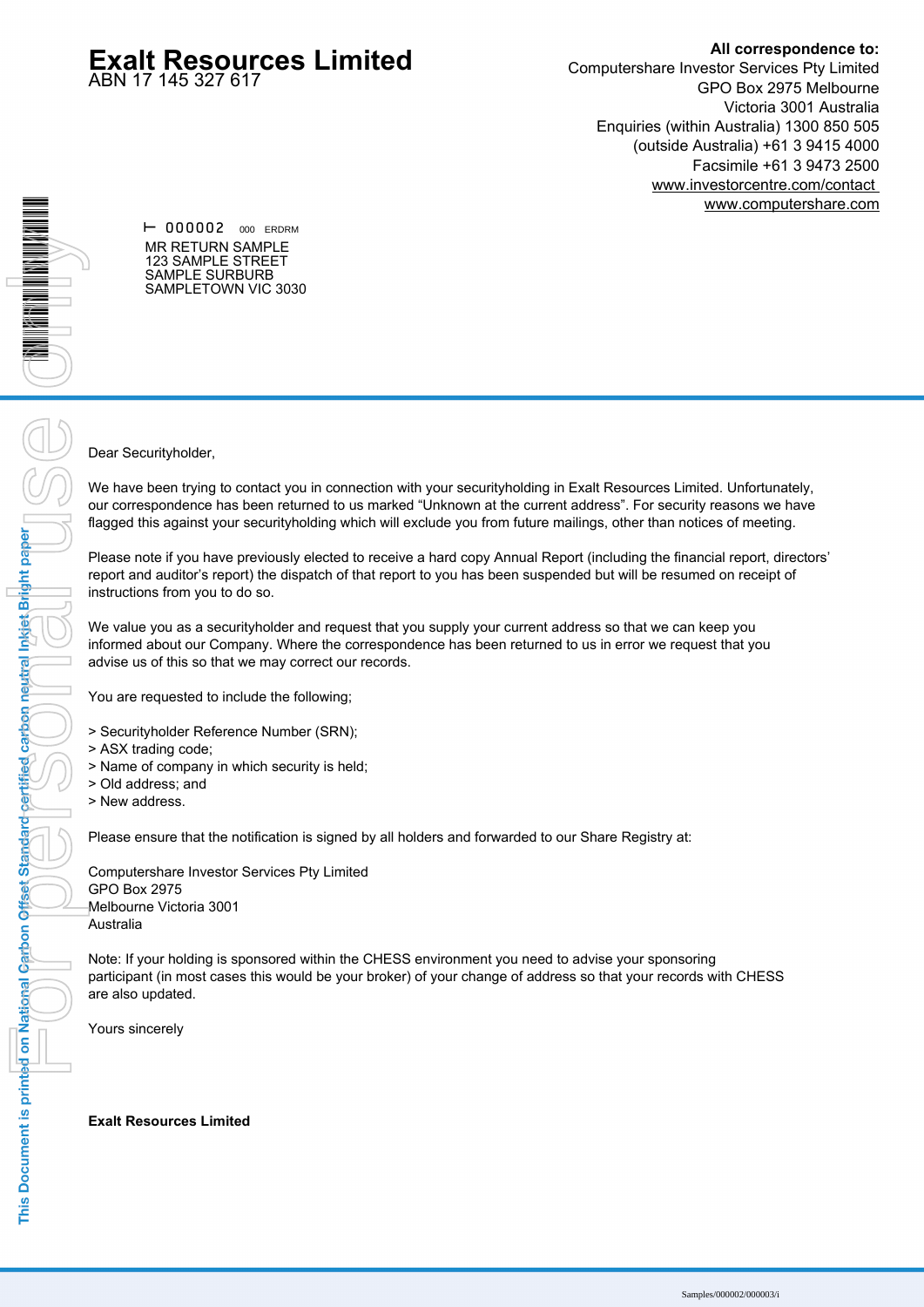# Exalt Resources Limited

ABN 17 145 327 617

**All correspondence to:**
Computershare Investor Services Pty Limited
GPO Box 2975 Melbourne
Victoria 3001 Australia
Enquiries (within Australia) 1300 850 505
(outside Australia) +61 3 9415 4000
Facsimile +61 3 9473 2500
www.investorcentre.com/contact
www.computershare.com

000002 000 ERDRM
MR RETURN SAMPLE
123 SAMPLE STREET
SAMPLE SURBURB
SAMPLETOWN VIC 3030

Dear Securityholder,

We have been trying to contact you in connection with your securityholding in Exalt Resources Limited. Unfortunately, our correspondence has been returned to us marked "Unknown at the current address". For security reasons we have flagged this against your securityholding which will exclude you from future mailings, other than notices of meeting.

Please note if you have previously elected to receive a hard copy Annual Report (including the financial report, directors' report and auditor's report) the dispatch of that report to you has been suspended but will be resumed on receipt of instructions from you to do so.

We value you as a securityholder and request that you supply your current address so that we can keep you informed about our Company. Where the correspondence has been returned to us in error we request that you advise us of this so that we may correct our records.

You are requested to include the following;

> Securityholder Reference Number (SRN);
> ASX trading code;
> Name of company in which security is held;
> Old address; and
> New address.

Please ensure that the notification is signed by all holders and forwarded to our Share Registry at:

Computershare Investor Services Pty Limited
GPO Box 2975
Melbourne Victoria 3001
Australia

Note: If your holding is sponsored within the CHESS environment you need to advise your sponsoring participant (in most cases this would be your broker) of your change of address so that your records with CHESS are also updated.

Yours sincerely

**Exalt Resources Limited**

This Document is printed on National Carbon Offset Standard certified carbon neutral Inkjet Bright paper

Samples/000002/000003/i